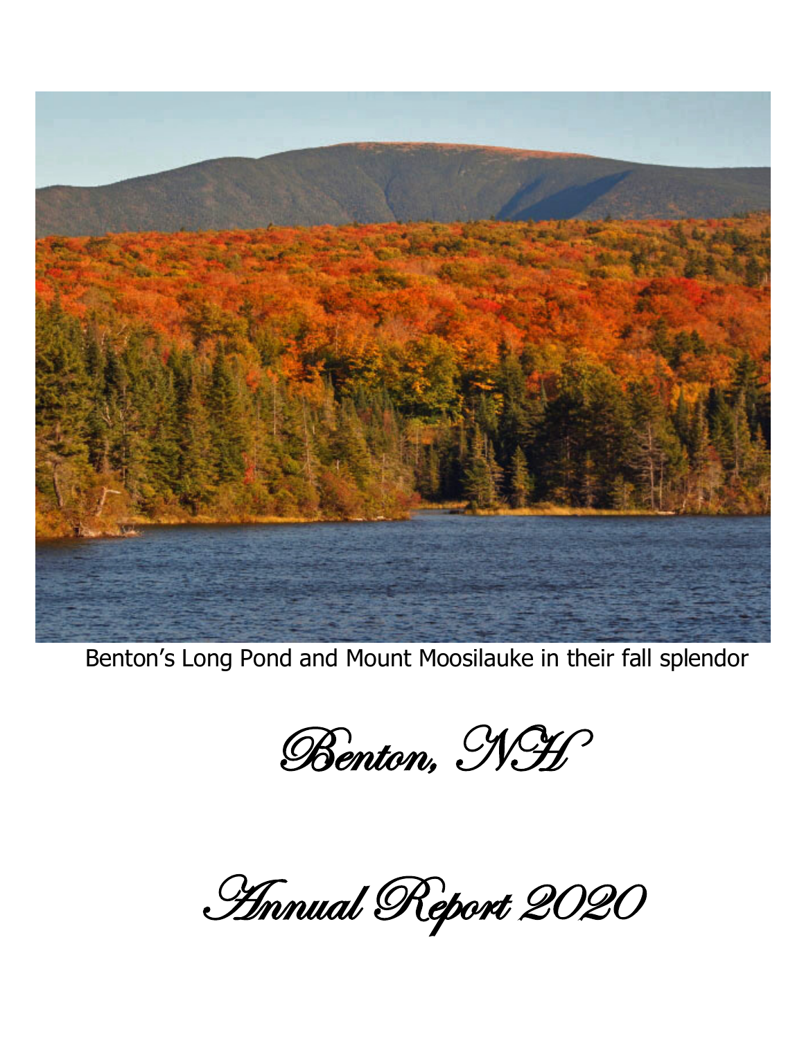Benton's Long Pond and Mount Moosilauke in their fall splendor

# Benton, NH

# Annual Report 2020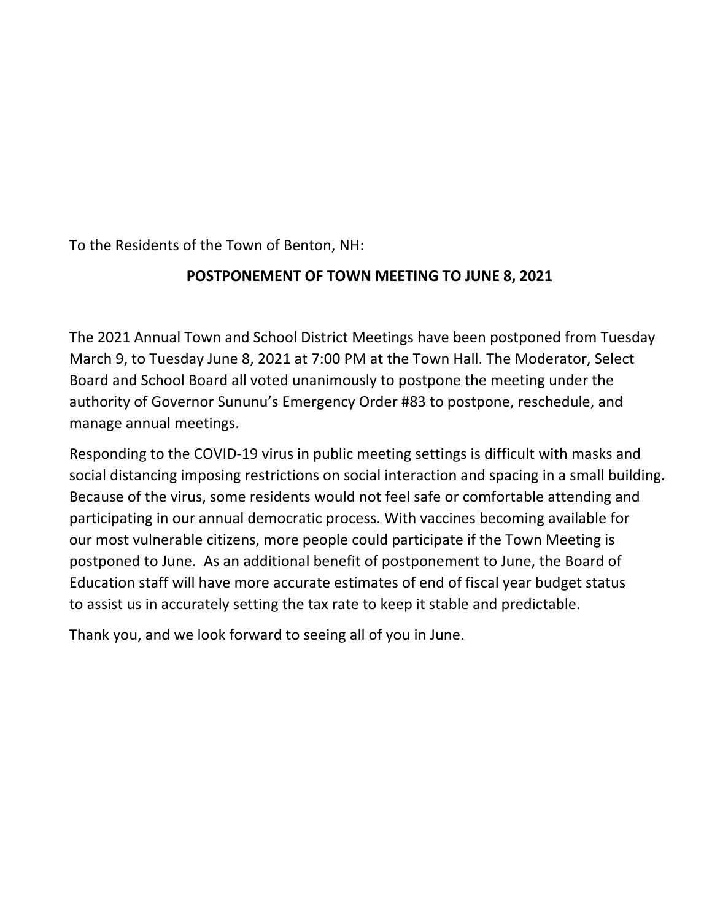To the Residents of the Town of Benton, NH:

**POSTPONEMENT OF TOWN MEETING TO JUNE 8, 2021**

The 2021 Annual Town and School District Meetings have been postponed from Tuesday March 9, to Tuesday June 8, 2021 at 7:00 PM at the Town Hall. The Moderator, Select Board and School Board all voted unanimously to postpone the meeting under the authority of Governor Sununu's Emergency Order #83 to postpone, reschedule, and manage annual meetings.

Responding to the COVID-19 virus in public meeting settings is difficult with masks and social distancing imposing restrictions on social interaction and spacing in a small building. Because of the virus, some residents would not feel safe or comfortable attending and participating in our annual democratic process. With vaccines becoming available for our most vulnerable citizens, more people could participate if the Town Meeting is postponed to June. As an additional benefit of postponement to June, the Board of Education staff will have more accurate estimates of end of fiscal year budget status to assist us in accurately setting the tax rate to keep it stable and predictable.

Thank you, and we look forward to seeing all of you in June.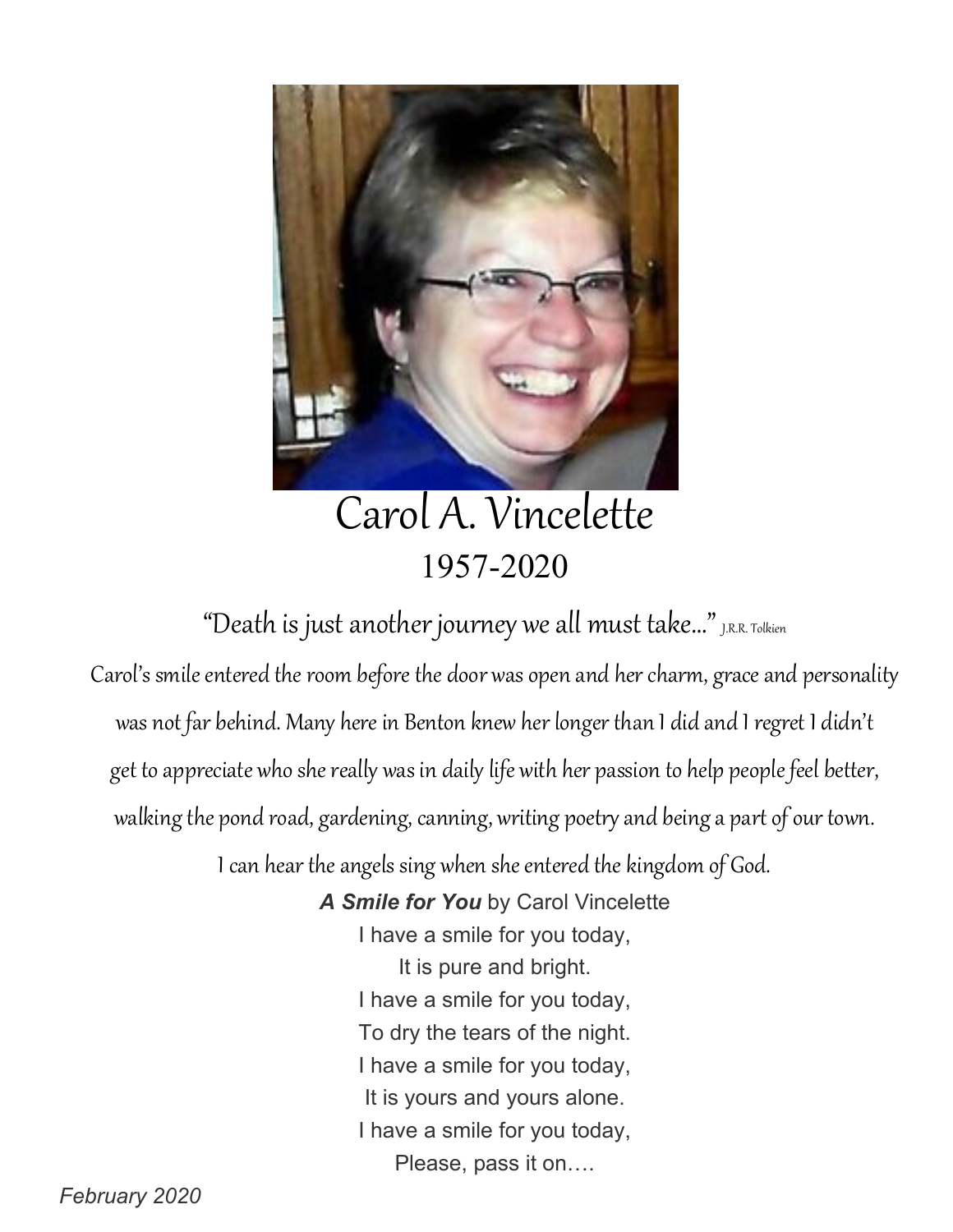# Carol A. Vincelette

## 1957-2020

"Death is just another journey we all must take..." J.R.R. Tolkien

Carol's smile entered the room before the door was open and her charm, grace and personality was not far behind. Many here in Benton knew her longer than I did and I regret I didn't get to appreciate who she really was in daily life with her passion to help people feel better, walking the pond road, gardening, canning, writing poetry and being a part of our town.

I can hear the angels sing when she entered the kingdom of God.

***A Smile for You*** by Carol Vincelette

I have a smile for you today,
It is pure and bright.
I have a smile for you today,
To dry the tears of the night.
I have a smile for you today,
It is yours and yours alone.
I have a smile for you today,
Please, pass it on….

*February 2020*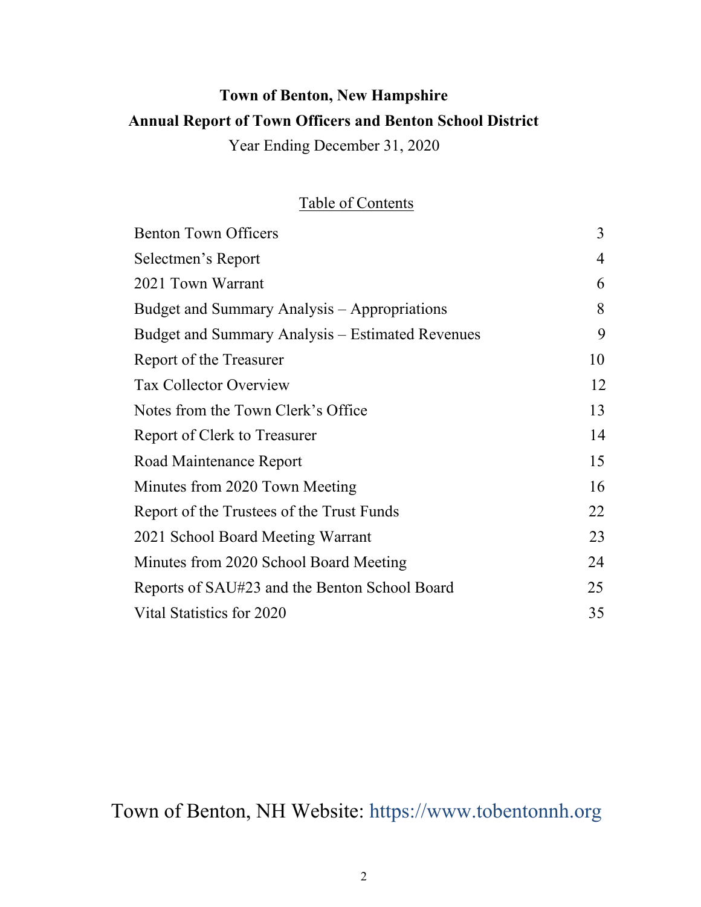# Town of Benton, New Hampshire

## Annual Report of Town Officers and Benton School District

Year Ending December 31, 2020

### Table of Contents

| | |
|---|---|
| Benton Town Officers | 3 |
| Selectmen's Report | 4 |
| 2021 Town Warrant | 6 |
| Budget and Summary Analysis – Appropriations | 8 |
| Budget and Summary Analysis – Estimated Revenues | 9 |
| Report of the Treasurer | 10 |
| Tax Collector Overview | 12 |
| Notes from the Town Clerk's Office | 13 |
| Report of Clerk to Treasurer | 14 |
| Road Maintenance Report | 15 |
| Minutes from 2020 Town Meeting | 16 |
| Report of the Trustees of the Trust Funds | 22 |
| 2021 School Board Meeting Warrant | 23 |
| Minutes from 2020 School Board Meeting | 24 |
| Reports of SAU#23 and the Benton School Board | 25 |
| Vital Statistics for 2020 | 35 |

Town of Benton, NH Website: https://www.tobentonnh.org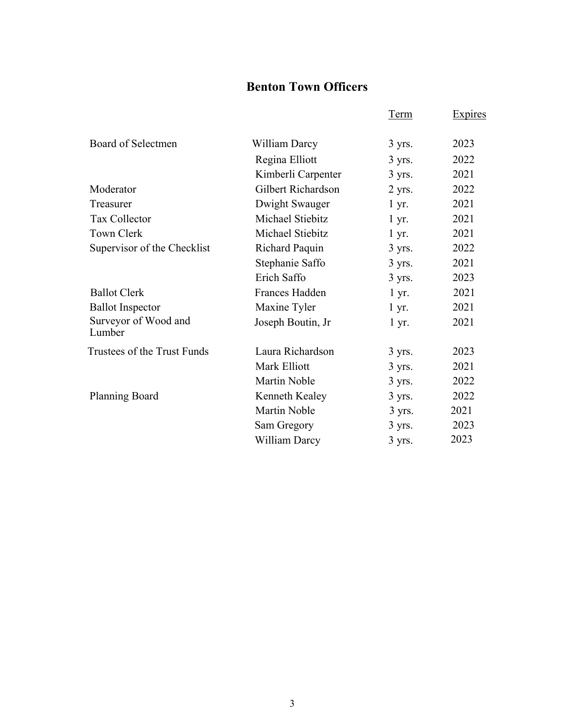## Benton Town Officers

| | | Term | Expires |
|---|---|---|---|
| Board of Selectmen | William Darcy | 3 yrs. | 2023 |
| | Regina Elliott | 3 yrs. | 2022 |
| | Kimberli Carpenter | 3 yrs. | 2021 |
| Moderator | Gilbert Richardson | 2 yrs. | 2022 |
| Treasurer | Dwight Swauger | 1 yr. | 2021 |
| Tax Collector | Michael Stiebitz | 1 yr. | 2021 |
| Town Clerk | Michael Stiebitz | 1 yr. | 2021 |
| Supervisor of the Checklist | Richard Paquin | 3 yrs. | 2022 |
| | Stephanie Saffo | 3 yrs. | 2021 |
| | Erich Saffo | 3 yrs. | 2023 |
| Ballot Clerk | Frances Hadden | 1 yr. | 2021 |
| Ballot Inspector | Maxine Tyler | 1 yr. | 2021 |
| Surveyor of Wood and Lumber | Joseph Boutin, Jr | 1 yr. | 2021 |
| Trustees of the Trust Funds | Laura Richardson | 3 yrs. | 2023 |
| | Mark Elliott | 3 yrs. | 2021 |
| | Martin Noble | 3 yrs. | 2022 |
| Planning Board | Kenneth Kealey | 3 yrs. | 2022 |
| | Martin Noble | 3 yrs. | 2021 |
| | Sam Gregory | 3 yrs. | 2023 |
| | William Darcy | 3 yrs. | 2023 |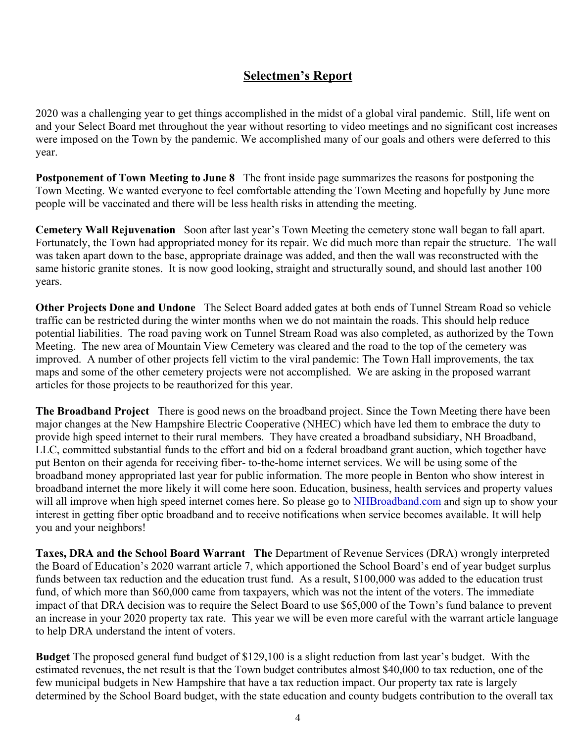## Selectmen's Report

2020 was a challenging year to get things accomplished in the midst of a global viral pandemic. Still, life went on and your Select Board met throughout the year without resorting to video meetings and no significant cost increases were imposed on the Town by the pandemic. We accomplished many of our goals and others were deferred to this year.

**Postponement of Town Meeting to June 8** The front inside page summarizes the reasons for postponing the Town Meeting. We wanted everyone to feel comfortable attending the Town Meeting and hopefully by June more people will be vaccinated and there will be less health risks in attending the meeting.

**Cemetery Wall Rejuvenation** Soon after last year's Town Meeting the cemetery stone wall began to fall apart. Fortunately, the Town had appropriated money for its repair. We did much more than repair the structure. The wall was taken apart down to the base, appropriate drainage was added, and then the wall was reconstructed with the same historic granite stones. It is now good looking, straight and structurally sound, and should last another 100 years.

**Other Projects Done and Undone** The Select Board added gates at both ends of Tunnel Stream Road so vehicle traffic can be restricted during the winter months when we do not maintain the roads. This should help reduce potential liabilities. The road paving work on Tunnel Stream Road was also completed, as authorized by the Town Meeting. The new area of Mountain View Cemetery was cleared and the road to the top of the cemetery was improved. A number of other projects fell victim to the viral pandemic: The Town Hall improvements, the tax maps and some of the other cemetery projects were not accomplished. We are asking in the proposed warrant articles for those projects to be reauthorized for this year.

**The Broadband Project** There is good news on the broadband project. Since the Town Meeting there have been major changes at the New Hampshire Electric Cooperative (NHEC) which have led them to embrace the duty to provide high speed internet to their rural members. They have created a broadband subsidiary, NH Broadband, LLC, committed substantial funds to the effort and bid on a federal broadband grant auction, which together have put Benton on their agenda for receiving fiber- to-the-home internet services. We will be using some of the broadband money appropriated last year for public information. The more people in Benton who show interest in broadband internet the more likely it will come here soon. Education, business, health services and property values will all improve when high speed internet comes here. So please go to NHBroadband.com and sign up to show your interest in getting fiber optic broadband and to receive notifications when service becomes available. It will help you and your neighbors!

**Taxes, DRA and the School Board Warrant The** Department of Revenue Services (DRA) wrongly interpreted the Board of Education's 2020 warrant article 7, which apportioned the School Board's end of year budget surplus funds between tax reduction and the education trust fund. As a result, $100,000 was added to the education trust fund, of which more than $60,000 came from taxpayers, which was not the intent of the voters. The immediate impact of that DRA decision was to require the Select Board to use $65,000 of the Town's fund balance to prevent an increase in your 2020 property tax rate. This year we will be even more careful with the warrant article language to help DRA understand the intent of voters.

**Budget** The proposed general fund budget of $129,100 is a slight reduction from last year's budget. With the estimated revenues, the net result is that the Town budget contributes almost $40,000 to tax reduction, one of the few municipal budgets in New Hampshire that have a tax reduction impact. Our property tax rate is largely determined by the School Board budget, with the state education and county budgets contribution to the overall tax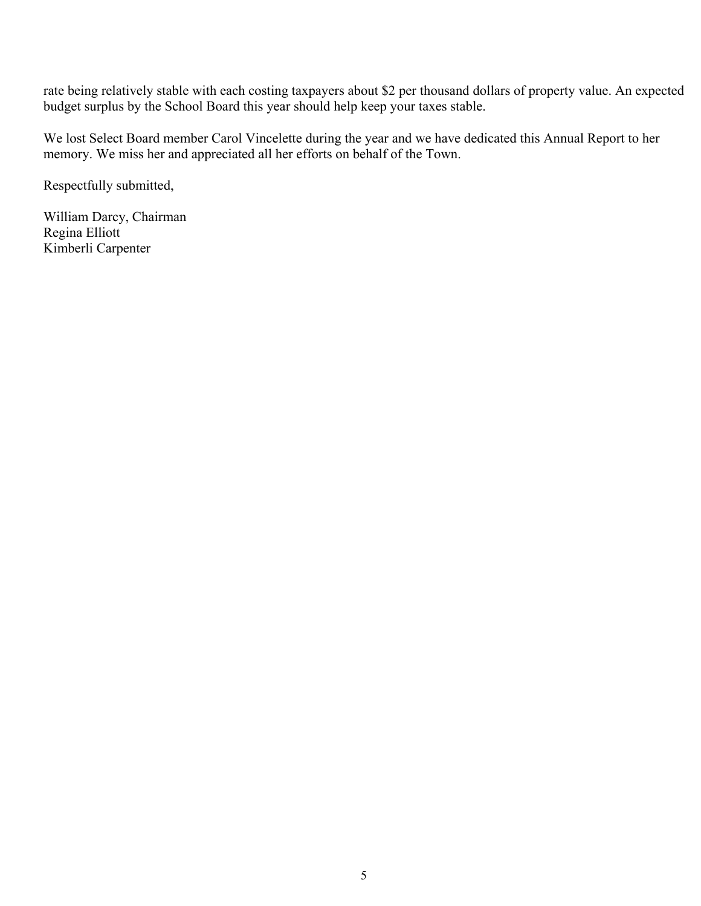rate being relatively stable with each costing taxpayers about $2 per thousand dollars of property value. An expected budget surplus by the School Board this year should help keep your taxes stable.

We lost Select Board member Carol Vincelette during the year and we have dedicated this Annual Report to her memory. We miss her and appreciated all her efforts on behalf of the Town.

Respectfully submitted,

William Darcy, Chairman  
Regina Elliott  
Kimberli Carpenter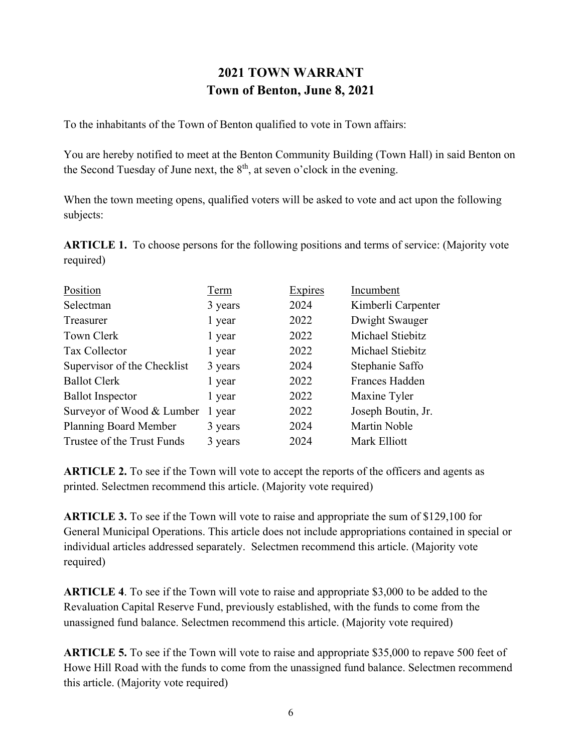# 2021 TOWN WARRANT
## Town of Benton, June 8, 2021

To the inhabitants of the Town of Benton qualified to vote in Town affairs:

You are hereby notified to meet at the Benton Community Building (Town Hall) in said Benton on the Second Tuesday of June next, the 8th, at seven o'clock in the evening.

When the town meeting opens, qualified voters will be asked to vote and act upon the following subjects:

**ARTICLE 1.** To choose persons for the following positions and terms of service: (Majority vote required)

| Position | Term | Expires | Incumbent |
|---|---|---|---|
| Selectman | 3 years | 2024 | Kimberli Carpenter |
| Treasurer | 1 year | 2022 | Dwight Swauger |
| Town Clerk | 1 year | 2022 | Michael Stiebitz |
| Tax Collector | 1 year | 2022 | Michael Stiebitz |
| Supervisor of the Checklist | 3 years | 2024 | Stephanie Saffo |
| Ballot Clerk | 1 year | 2022 | Frances Hadden |
| Ballot Inspector | 1 year | 2022 | Maxine Tyler |
| Surveyor of Wood & Lumber | 1 year | 2022 | Joseph Boutin, Jr. |
| Planning Board Member | 3 years | 2024 | Martin Noble |
| Trustee of the Trust Funds | 3 years | 2024 | Mark Elliott |

**ARTICLE 2.** To see if the Town will vote to accept the reports of the officers and agents as printed. Selectmen recommend this article. (Majority vote required)

**ARTICLE 3.** To see if the Town will vote to raise and appropriate the sum of $129,100 for General Municipal Operations. This article does not include appropriations contained in special or individual articles addressed separately. Selectmen recommend this article. (Majority vote required)

**ARTICLE 4**. To see if the Town will vote to raise and appropriate $3,000 to be added to the Revaluation Capital Reserve Fund, previously established, with the funds to come from the unassigned fund balance. Selectmen recommend this article. (Majority vote required)

**ARTICLE 5.** To see if the Town will vote to raise and appropriate $35,000 to repave 500 feet of Howe Hill Road with the funds to come from the unassigned fund balance. Selectmen recommend this article. (Majority vote required)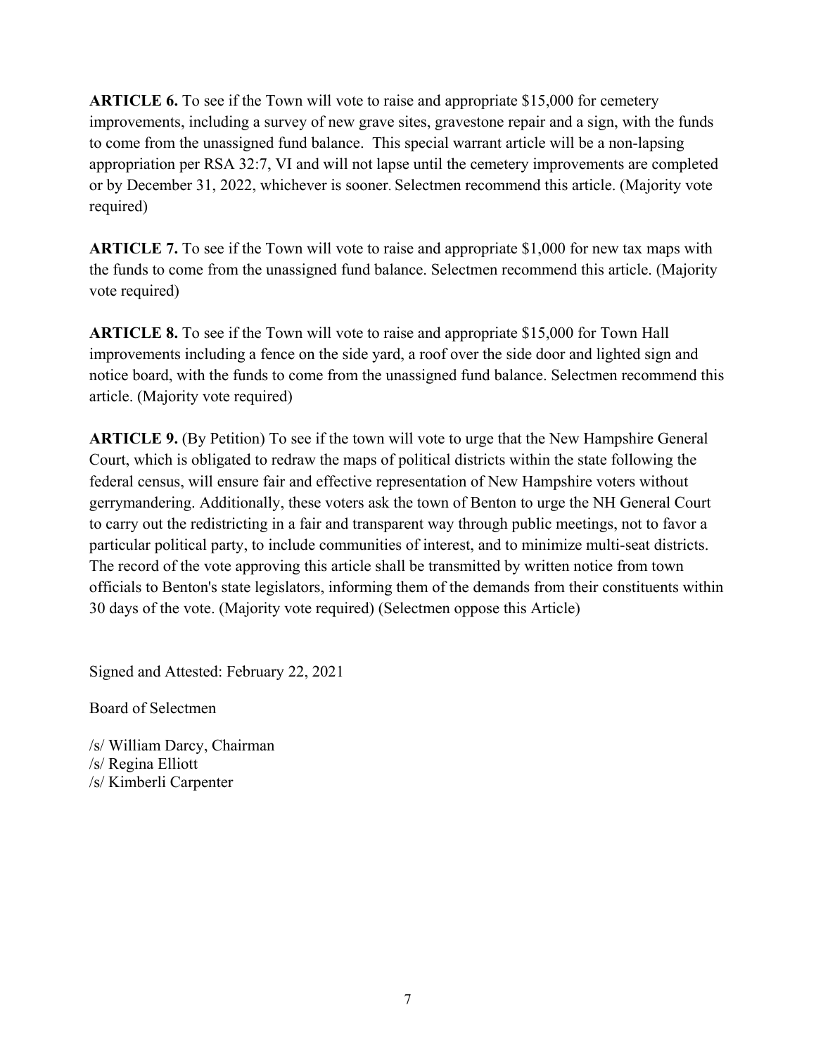**ARTICLE 6.** To see if the Town will vote to raise and appropriate $15,000 for cemetery improvements, including a survey of new grave sites, gravestone repair and a sign, with the funds to come from the unassigned fund balance. This special warrant article will be a non-lapsing appropriation per RSA 32:7, VI and will not lapse until the cemetery improvements are completed or by December 31, 2022, whichever is sooner. Selectmen recommend this article. (Majority vote required)

**ARTICLE 7.** To see if the Town will vote to raise and appropriate $1,000 for new tax maps with the funds to come from the unassigned fund balance. Selectmen recommend this article. (Majority vote required)

**ARTICLE 8.** To see if the Town will vote to raise and appropriate $15,000 for Town Hall improvements including a fence on the side yard, a roof over the side door and lighted sign and notice board, with the funds to come from the unassigned fund balance. Selectmen recommend this article. (Majority vote required)

**ARTICLE 9.** (By Petition) To see if the town will vote to urge that the New Hampshire General Court, which is obligated to redraw the maps of political districts within the state following the federal census, will ensure fair and effective representation of New Hampshire voters without gerrymandering. Additionally, these voters ask the town of Benton to urge the NH General Court to carry out the redistricting in a fair and transparent way through public meetings, not to favor a particular political party, to include communities of interest, and to minimize multi-seat districts. The record of the vote approving this article shall be transmitted by written notice from town officials to Benton's state legislators, informing them of the demands from their constituents within 30 days of the vote. (Majority vote required) (Selectmen oppose this Article)

Signed and Attested: February 22, 2021

Board of Selectmen

/s/ William Darcy, Chairman
/s/ Regina Elliott
/s/ Kimberli Carpenter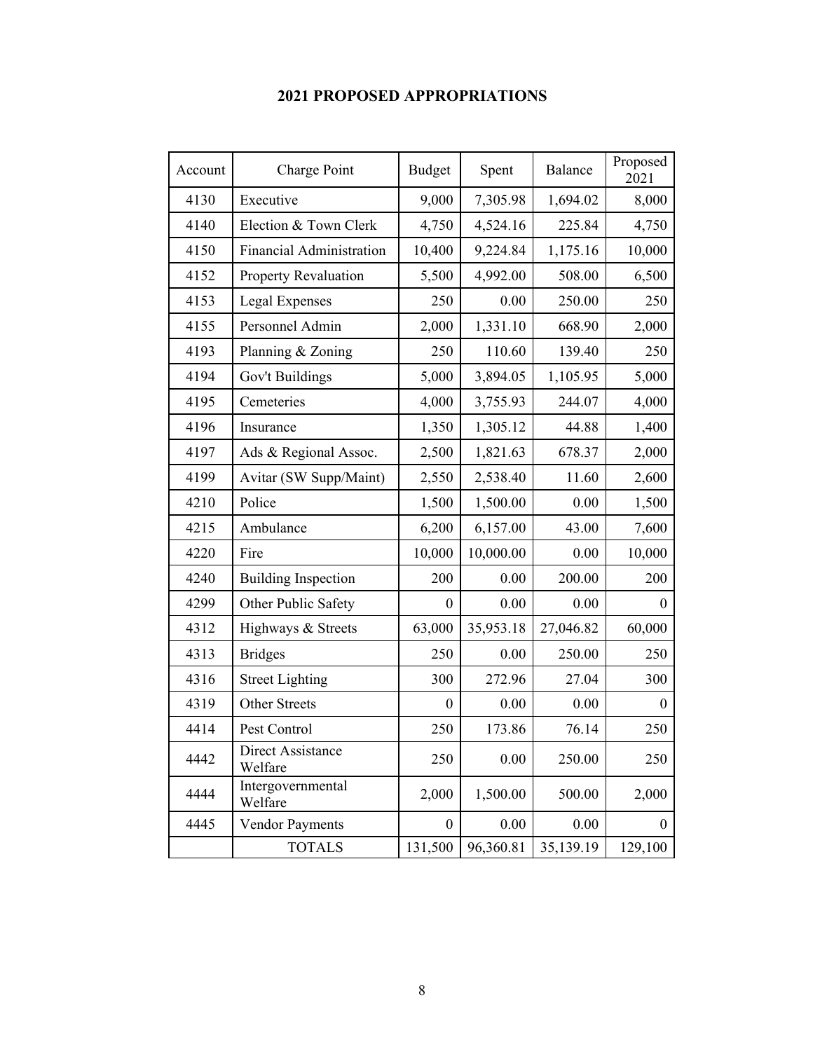# 2021 PROPOSED APPROPRIATIONS

| Account | Charge Point | Budget | Spent | Balance | Proposed 2021 |
|---|---|---|---|---|---|
| 4130 | Executive | 9,000 | 7,305.98 | 1,694.02 | 8,000 |
| 4140 | Election & Town Clerk | 4,750 | 4,524.16 | 225.84 | 4,750 |
| 4150 | Financial Administration | 10,400 | 9,224.84 | 1,175.16 | 10,000 |
| 4152 | Property Revaluation | 5,500 | 4,992.00 | 508.00 | 6,500 |
| 4153 | Legal Expenses | 250 | 0.00 | 250.00 | 250 |
| 4155 | Personnel Admin | 2,000 | 1,331.10 | 668.90 | 2,000 |
| 4193 | Planning & Zoning | 250 | 110.60 | 139.40 | 250 |
| 4194 | Gov't Buildings | 5,000 | 3,894.05 | 1,105.95 | 5,000 |
| 4195 | Cemeteries | 4,000 | 3,755.93 | 244.07 | 4,000 |
| 4196 | Insurance | 1,350 | 1,305.12 | 44.88 | 1,400 |
| 4197 | Ads & Regional Assoc. | 2,500 | 1,821.63 | 678.37 | 2,000 |
| 4199 | Avitar (SW Supp/Maint) | 2,550 | 2,538.40 | 11.60 | 2,600 |
| 4210 | Police | 1,500 | 1,500.00 | 0.00 | 1,500 |
| 4215 | Ambulance | 6,200 | 6,157.00 | 43.00 | 7,600 |
| 4220 | Fire | 10,000 | 10,000.00 | 0.00 | 10,000 |
| 4240 | Building Inspection | 200 | 0.00 | 200.00 | 200 |
| 4299 | Other Public Safety | 0 | 0.00 | 0.00 | 0 |
| 4312 | Highways & Streets | 63,000 | 35,953.18 | 27,046.82 | 60,000 |
| 4313 | Bridges | 250 | 0.00 | 250.00 | 250 |
| 4316 | Street Lighting | 300 | 272.96 | 27.04 | 300 |
| 4319 | Other Streets | 0 | 0.00 | 0.00 | 0 |
| 4414 | Pest Control | 250 | 173.86 | 76.14 | 250 |
| 4442 | Direct Assistance Welfare | 250 | 0.00 | 250.00 | 250 |
| 4444 | Intergovernmental Welfare | 2,000 | 1,500.00 | 500.00 | 2,000 |
| 4445 | Vendor Payments | 0 | 0.00 | 0.00 | 0 |
| | TOTALS | 131,500 | 96,360.81 | 35,139.19 | 129,100 |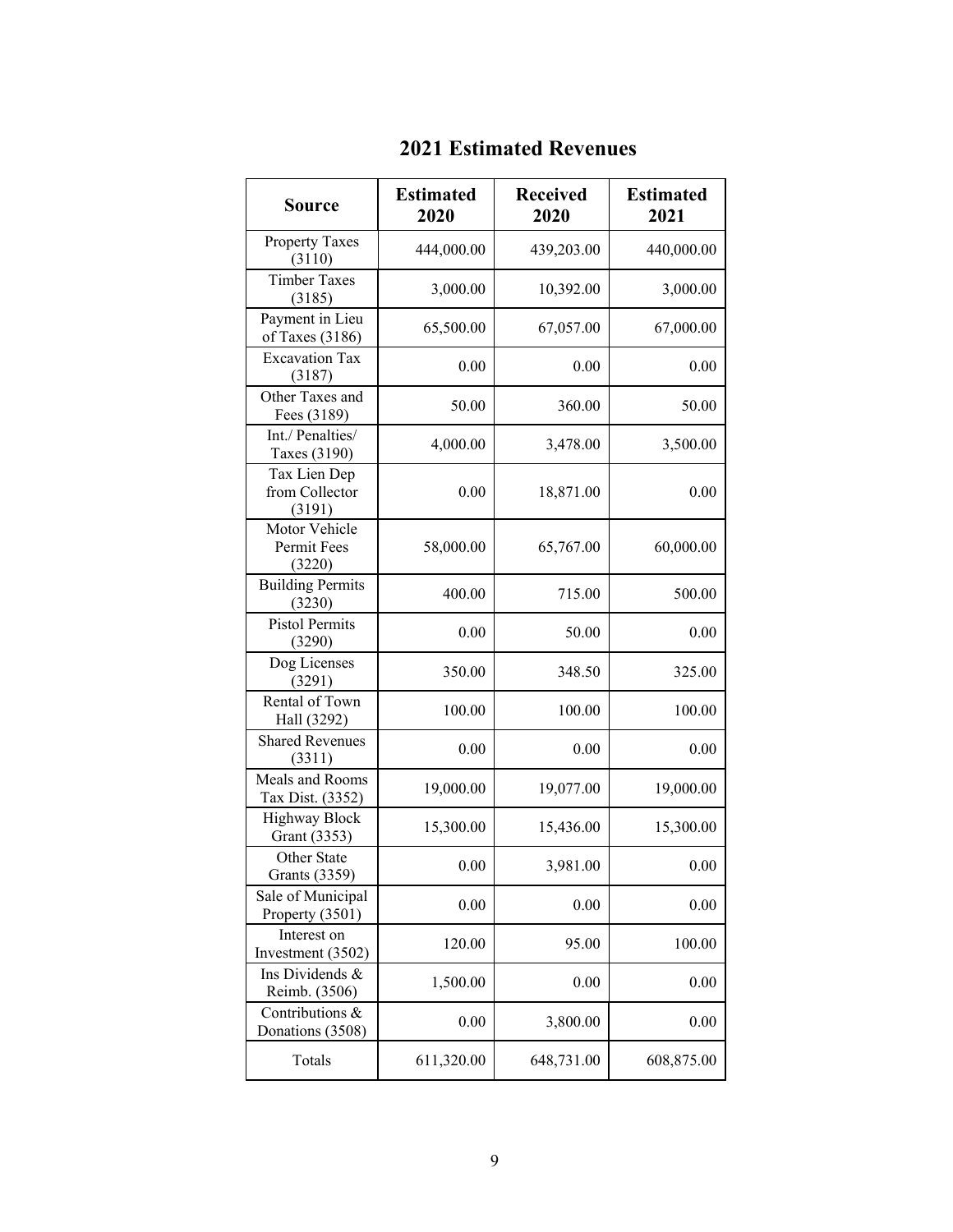# 2021 Estimated Revenues

| Source | Estimated 2020 | Received 2020 | Estimated 2021 |
|---|---|---|---|
| Property Taxes (3110) | 444,000.00 | 439,203.00 | 440,000.00 |
| Timber Taxes (3185) | 3,000.00 | 10,392.00 | 3,000.00 |
| Payment in Lieu of Taxes (3186) | 65,500.00 | 67,057.00 | 67,000.00 |
| Excavation Tax (3187) | 0.00 | 0.00 | 0.00 |
| Other Taxes and Fees (3189) | 50.00 | 360.00 | 50.00 |
| Int./ Penalties/ Taxes (3190) | 4,000.00 | 3,478.00 | 3,500.00 |
| Tax Lien Dep from Collector (3191) | 0.00 | 18,871.00 | 0.00 |
| Motor Vehicle Permit Fees (3220) | 58,000.00 | 65,767.00 | 60,000.00 |
| Building Permits (3230) | 400.00 | 715.00 | 500.00 |
| Pistol Permits (3290) | 0.00 | 50.00 | 0.00 |
| Dog Licenses (3291) | 350.00 | 348.50 | 325.00 |
| Rental of Town Hall (3292) | 100.00 | 100.00 | 100.00 |
| Shared Revenues (3311) | 0.00 | 0.00 | 0.00 |
| Meals and Rooms Tax Dist. (3352) | 19,000.00 | 19,077.00 | 19,000.00 |
| Highway Block Grant (3353) | 15,300.00 | 15,436.00 | 15,300.00 |
| Other State Grants (3359) | 0.00 | 3,981.00 | 0.00 |
| Sale of Municipal Property (3501) | 0.00 | 0.00 | 0.00 |
| Interest on Investment (3502) | 120.00 | 95.00 | 100.00 |
| Ins Dividends & Reimb. (3506) | 1,500.00 | 0.00 | 0.00 |
| Contributions & Donations (3508) | 0.00 | 3,800.00 | 0.00 |
| Totals | 611,320.00 | 648,731.00 | 608,875.00 |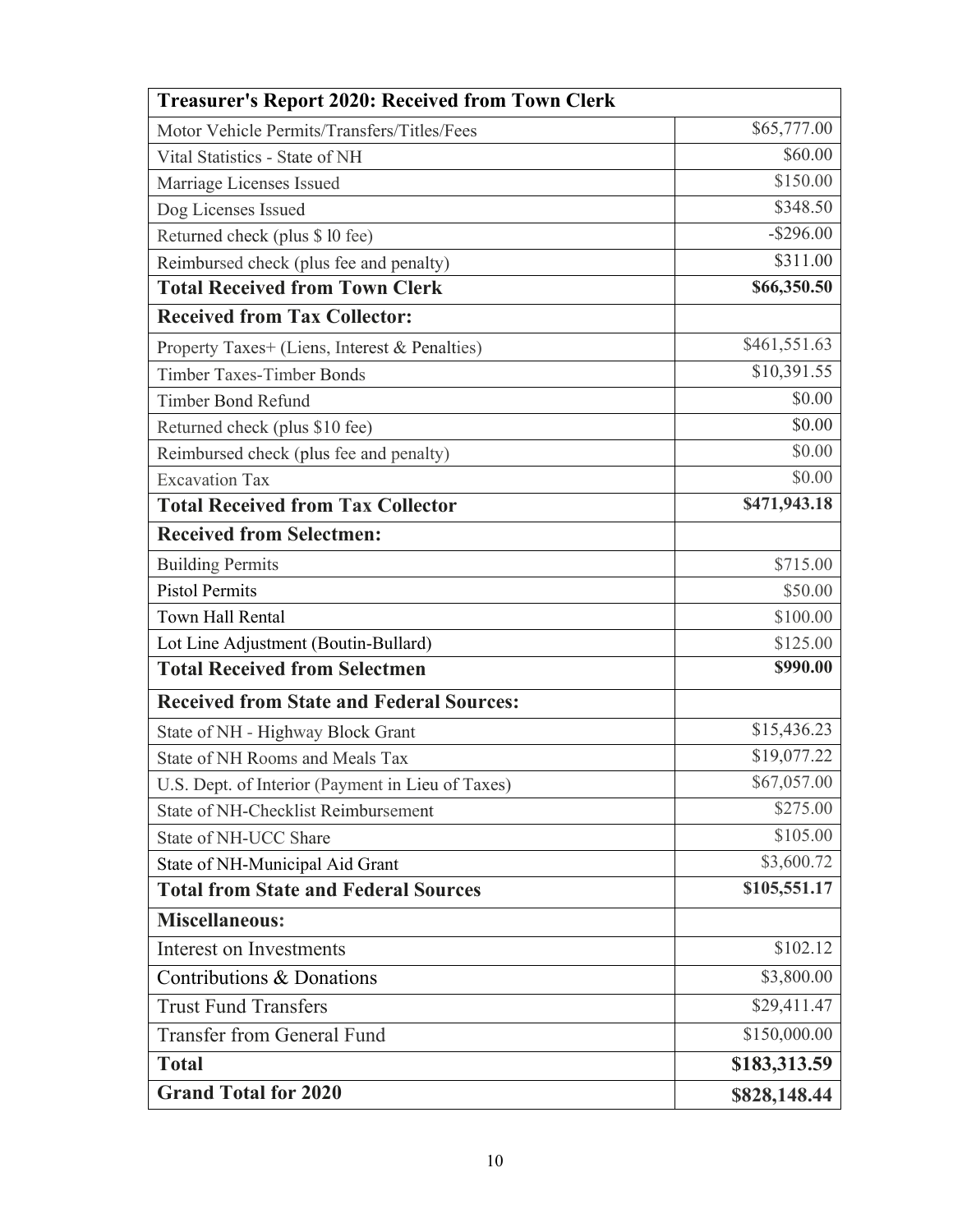| Treasurer's Report 2020: Received from Town Clerk | |
|---|---|
| Motor Vehicle Permits/Transfers/Titles/Fees | $65,777.00 |
| Vital Statistics - State of NH | $60.00 |
| Marriage Licenses Issued | $150.00 |
| Dog Licenses Issued | $348.50 |
| Returned check (plus $ l0 fee) | -$296.00 |
| Reimbursed check (plus fee and penalty) | $311.00 |
| **Total Received from Town Clerk** | **$66,350.50** |
| **Received from Tax Collector:** | |
| Property Taxes+ (Liens, Interest & Penalties) | $461,551.63 |
| Timber Taxes-Timber Bonds | $10,391.55 |
| Timber Bond Refund | $0.00 |
| Returned check (plus $10 fee) | $0.00 |
| Reimbursed check (plus fee and penalty) | $0.00 |
| Excavation Tax | $0.00 |
| **Total Received from Tax Collector** | **$471,943.18** |
| **Received from Selectmen:** | |
| Building Permits | $715.00 |
| Pistol Permits | $50.00 |
| Town Hall Rental | $100.00 |
| Lot Line Adjustment (Boutin-Bullard) | $125.00 |
| **Total Received from Selectmen** | **$990.00** |
| **Received from State and Federal Sources:** | |
| State of NH - Highway Block Grant | $15,436.23 |
| State of NH Rooms and Meals Tax | $19,077.22 |
| U.S. Dept. of Interior (Payment in Lieu of Taxes) | $67,057.00 |
| State of NH-Checklist Reimbursement | $275.00 |
| State of NH-UCC Share | $105.00 |
| State of NH-Municipal Aid Grant | $3,600.72 |
| **Total from State and Federal Sources** | **$105,551.17** |
| **Miscellaneous:** | |
| Interest on Investments | $102.12 |
| Contributions & Donations | $3,800.00 |
| Trust Fund Transfers | $29,411.47 |
| Transfer from General Fund | $150,000.00 |
| **Total** | **$183,313.59** |
| **Grand Total for 2020** | **$828,148.44** |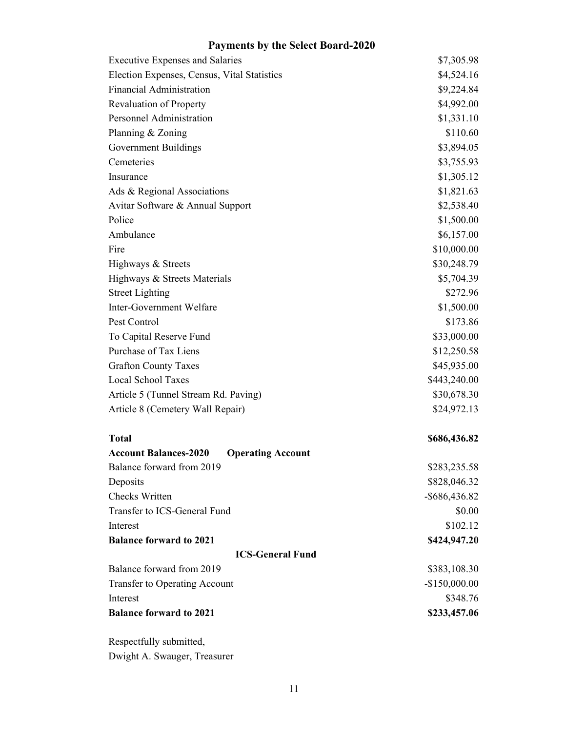## Payments by the Select Board-2020

| | |
|---|---|
| Executive Expenses and Salaries | $7,305.98 |
| Election Expenses, Census, Vital Statistics | $4,524.16 |
| Financial Administration | $9,224.84 |
| Revaluation of Property | $4,992.00 |
| Personnel Administration | $1,331.10 |
| Planning & Zoning | $110.60 |
| Government Buildings | $3,894.05 |
| Cemeteries | $3,755.93 |
| Insurance | $1,305.12 |
| Ads & Regional Associations | $1,821.63 |
| Avitar Software & Annual Support | $2,538.40 |
| Police | $1,500.00 |
| Ambulance | $6,157.00 |
| Fire | $10,000.00 |
| Highways & Streets | $30,248.79 |
| Highways & Streets Materials | $5,704.39 |
| Street Lighting | $272.96 |
| Inter-Government Welfare | $1,500.00 |
| Pest Control | $173.86 |
| To Capital Reserve Fund | $33,000.00 |
| Purchase of Tax Liens | $12,250.58 |
| Grafton County Taxes | $45,935.00 |
| Local School Taxes | $443,240.00 |
| Article 5 (Tunnel Stream Rd. Paving) | $30,678.30 |
| Article 8 (Cemetery Wall Repair) | $24,972.13 |
| **Total** | **$686,436.82** |

| **Account Balances-2020** **Operating Account** | |
|---|---|
| Balance forward from 2019 | $283,235.58 |
| Deposits | $828,046.32 |
| Checks Written | -$686,436.82 |
| Transfer to ICS-General Fund | $0.00 |
| Interest | $102.12 |
| **Balance forward to 2021** | **$424,947.20** |

| **ICS-General Fund** | |
|---|---|
| Balance forward from 2019 | $383,108.30 |
| Transfer to Operating Account | -$150,000.00 |
| Interest | $348.76 |
| **Balance forward to 2021** | **$233,457.06** |

Respectfully submitted,
Dwight A. Swauger, Treasurer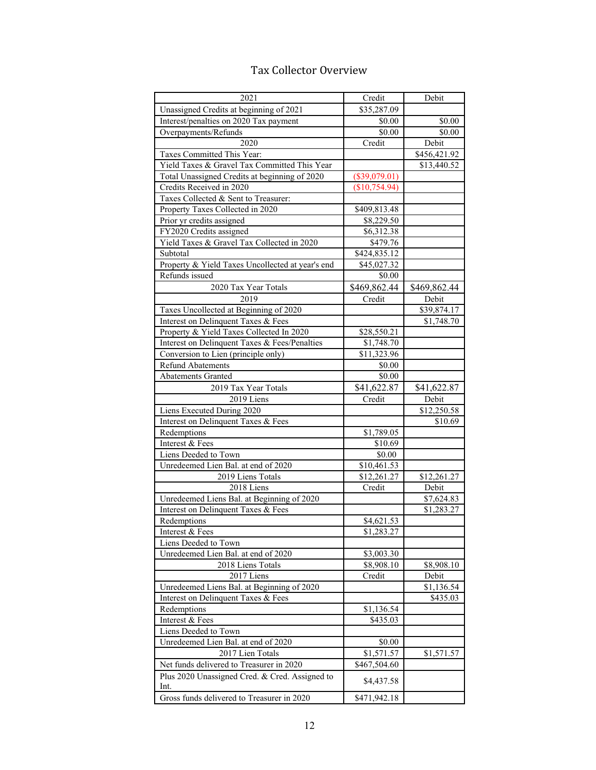# Tax Collector Overview

| 2021 | Credit | Debit |
|---|---|---|
| Unassigned Credits at beginning of 2021 | $35,287.09 | |
| Interest/penalties on 2020 Tax payment | $0.00 | $0.00 |
| Overpayments/Refunds | $0.00 | $0.00 |
| 2020 | Credit | Debit |
| Taxes Committed This Year: | | $456,421.92 |
| Yield Taxes & Gravel Tax Committed This Year | | $13,440.52 |
| Total Unassigned Credits at beginning of 2020 | ($39,079.01) | |
| Credits Received in 2020 | ($10,754.94) | |
| Taxes Collected & Sent to Treasurer: | | |
| Property Taxes Collected in 2020 | $409,813.48 | |
| Prior yr credits assigned | $8,229.50 | |
| FY2020 Credits assigned | $6,312.38 | |
| Yield Taxes & Gravel Tax Collected in 2020 | $479.76 | |
| Subtotal | $424,835.12 | |
| Property & Yield Taxes Uncollected at year's end | $45,027.32 | |
| Refunds issued | $0.00 | |
| 2020 Tax Year Totals | $469,862.44 | $469,862.44 |
| 2019 | Credit | Debit |
| Taxes Uncollected at Beginning of 2020 | | $39,874.17 |
| Interest on Delinquent Taxes & Fees | | $1,748.70 |
| Property & Yield Taxes Collected In 2020 | $28,550.21 | |
| Interest on Delinquent Taxes & Fees/Penalties | $1,748.70 | |
| Conversion to Lien (principle only) | $11,323.96 | |
| Refund Abatements | $0.00 | |
| Abatements Granted | $0.00 | |
| 2019 Tax Year Totals | $41,622.87 | $41,622.87 |
| 2019 Liens | Credit | Debit |
| Liens Executed During 2020 | | $12,250.58 |
| Interest on Delinquent Taxes & Fees | | $10.69 |
| Redemptions | $1,789.05 | |
| Interest & Fees | $10.69 | |
| Liens Deeded to Town | $0.00 | |
| Unredeemed Lien Bal. at end of 2020 | $10,461.53 | |
| 2019 Liens Totals | $12,261.27 | $12,261.27 |
| 2018 Liens | Credit | Debit |
| Unredeemed Liens Bal. at Beginning of 2020 | | $7,624.83 |
| Interest on Delinquent Taxes & Fees | | $1,283.27 |
| Redemptions | $4,621.53 | |
| Interest & Fees | $1,283.27 | |
| Liens Deeded to Town | | |
| Unredeemed Lien Bal. at end of 2020 | $3,003.30 | |
| 2018 Liens Totals | $8,908.10 | $8,908.10 |
| 2017 Liens | Credit | Debit |
| Unredeemed Liens Bal. at Beginning of 2020 | | $1,136.54 |
| Interest on Delinquent Taxes & Fees | | $435.03 |
| Redemptions | $1,136.54 | |
| Interest & Fees | $435.03 | |
| Liens Deeded to Town | | |
| Unredeemed Lien Bal. at end of 2020 | $0.00 | |
| 2017 Lien Totals | $1,571.57 | $1,571.57 |
| Net funds delivered to Treasurer in 2020 | $467,504.60 | |
| Plus 2020 Unassigned Cred. & Cred. Assigned to Int. | $4,437.58 | |
| Gross funds delivered to Treasurer in 2020 | $471,942.18 | |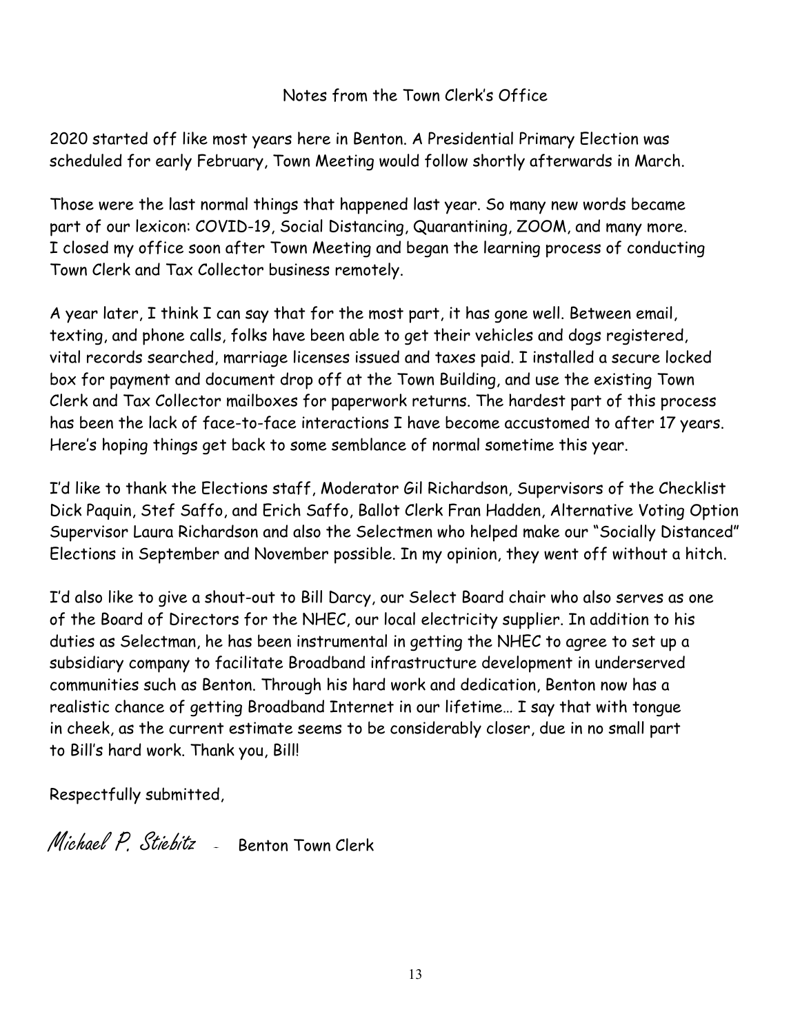## Notes from the Town Clerk's Office

2020 started off like most years here in Benton. A Presidential Primary Election was scheduled for early February, Town Meeting would follow shortly afterwards in March.

Those were the last normal things that happened last year. So many new words became part of our lexicon: COVID-19, Social Distancing, Quarantining, ZOOM, and many more. I closed my office soon after Town Meeting and began the learning process of conducting Town Clerk and Tax Collector business remotely.

A year later, I think I can say that for the most part, it has gone well. Between email, texting, and phone calls, folks have been able to get their vehicles and dogs registered, vital records searched, marriage licenses issued and taxes paid. I installed a secure locked box for payment and document drop off at the Town Building, and use the existing Town Clerk and Tax Collector mailboxes for paperwork returns. The hardest part of this process has been the lack of face-to-face interactions I have become accustomed to after 17 years. Here's hoping things get back to some semblance of normal sometime this year.

I'd like to thank the Elections staff, Moderator Gil Richardson, Supervisors of the Checklist Dick Paquin, Stef Saffo, and Erich Saffo, Ballot Clerk Fran Hadden, Alternative Voting Option Supervisor Laura Richardson and also the Selectmen who helped make our "Socially Distanced" Elections in September and November possible. In my opinion, they went off without a hitch.

I'd also like to give a shout-out to Bill Darcy, our Select Board chair who also serves as one of the Board of Directors for the NHEC, our local electricity supplier. In addition to his duties as Selectman, he has been instrumental in getting the NHEC to agree to set up a subsidiary company to facilitate Broadband infrastructure development in underserved communities such as Benton. Through his hard work and dedication, Benton now has a realistic chance of getting Broadband Internet in our lifetime… I say that with tongue in cheek, as the current estimate seems to be considerably closer, due in no small part to Bill's hard work. Thank you, Bill!

Respectfully submitted,

*Michael P. Stiebitz* - Benton Town Clerk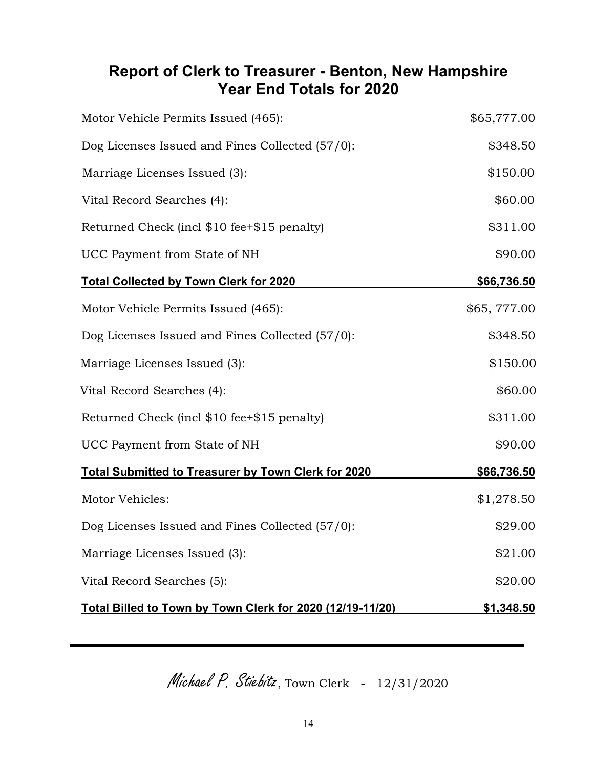## Report of Clerk to Treasurer - Benton, New Hampshire
## Year End Totals for 2020

| | |
|---|---|
| Motor Vehicle Permits Issued (465): | $65,777.00 |
| Dog Licenses Issued and Fines Collected (57/0): | $348.50 |
| Marriage Licenses Issued (3): | $150.00 |
| Vital Record Searches (4): | $60.00 |
| Returned Check (incl $10 fee+$15 penalty) | $311.00 |
| UCC Payment from State of NH | $90.00 |
| **Total Collected by Town Clerk for 2020** | **$66,736.50** |
| Motor Vehicle Permits Issued (465): | $65, 777.00 |
| Dog Licenses Issued and Fines Collected (57/0): | $348.50 |
| Marriage Licenses Issued (3): | $150.00 |
| Vital Record Searches (4): | $60.00 |
| Returned Check (incl $10 fee+$15 penalty) | $311.00 |
| UCC Payment from State of NH | $90.00 |
| **Total Submitted to Treasurer by Town Clerk for 2020** | **$66,736.50** |
| Motor Vehicles: | $1,278.50 |
| Dog Licenses Issued and Fines Collected (57/0): | $29.00 |
| Marriage Licenses Issued (3): | $21.00 |
| Vital Record Searches (5): | $20.00 |
| **Total Billed to Town by Town Clerk for 2020 (12/19-11/20)** | **$1,348.50** |

---

*Michael P. Stiebitz*, Town Clerk - 12/31/2020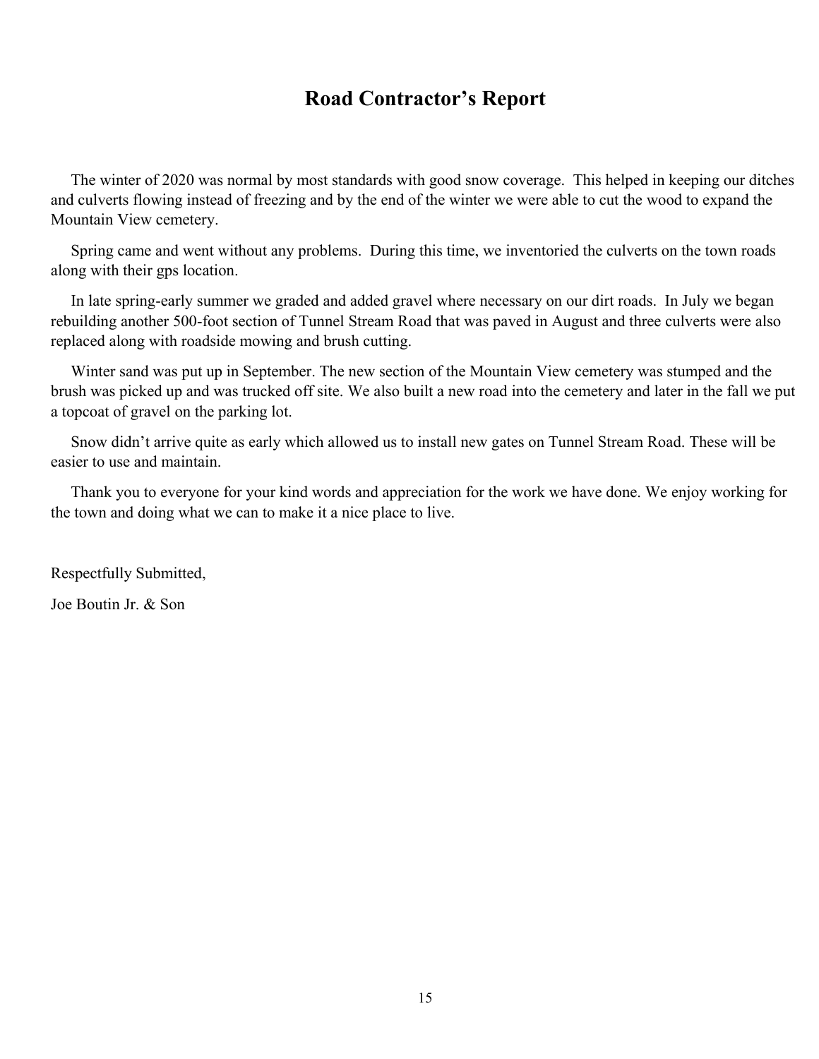# Road Contractor's Report

The winter of 2020 was normal by most standards with good snow coverage. This helped in keeping our ditches and culverts flowing instead of freezing and by the end of the winter we were able to cut the wood to expand the Mountain View cemetery.

Spring came and went without any problems. During this time, we inventoried the culverts on the town roads along with their gps location.

In late spring-early summer we graded and added gravel where necessary on our dirt roads. In July we began rebuilding another 500-foot section of Tunnel Stream Road that was paved in August and three culverts were also replaced along with roadside mowing and brush cutting.

Winter sand was put up in September. The new section of the Mountain View cemetery was stumped and the brush was picked up and was trucked off site. We also built a new road into the cemetery and later in the fall we put a topcoat of gravel on the parking lot.

Snow didn't arrive quite as early which allowed us to install new gates on Tunnel Stream Road. These will be easier to use and maintain.

Thank you to everyone for your kind words and appreciation for the work we have done. We enjoy working for the town and doing what we can to make it a nice place to live.

Respectfully Submitted,

Joe Boutin Jr. & Son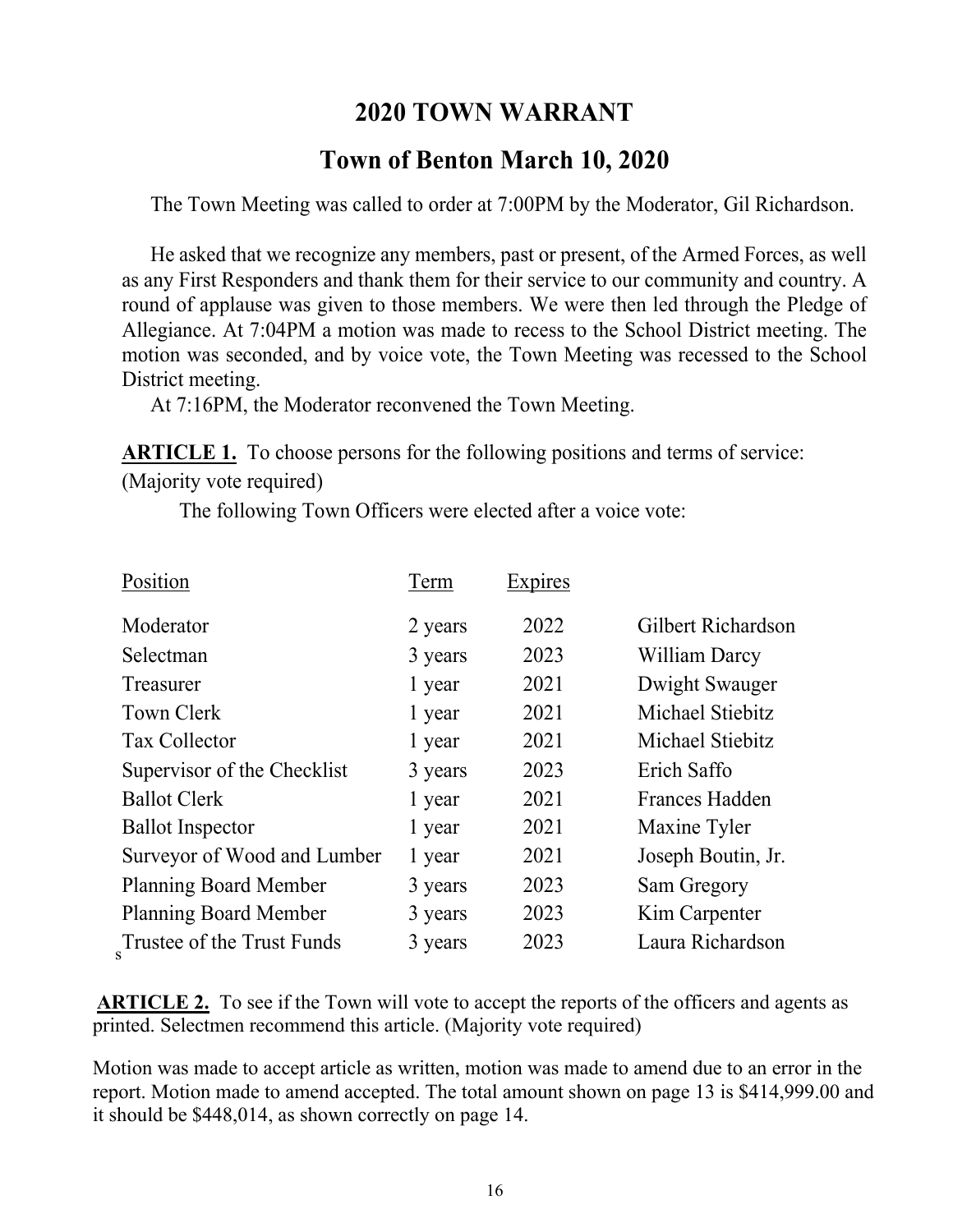# 2020 TOWN WARRANT

## Town of Benton March 10, 2020

The Town Meeting was called to order at 7:00PM by the Moderator, Gil Richardson.

He asked that we recognize any members, past or present, of the Armed Forces, as well as any First Responders and thank them for their service to our community and country. A round of applause was given to those members. We were then led through the Pledge of Allegiance. At 7:04PM a motion was made to recess to the School District meeting. The motion was seconded, and by voice vote, the Town Meeting was recessed to the School District meeting.

At 7:16PM, the Moderator reconvened the Town Meeting.

**ARTICLE 1.** To choose persons for the following positions and terms of service: (Majority vote required)

The following Town Officers were elected after a voice vote:

| Position | Term | Expires | |
|---|---|---|---|
| Moderator | 2 years | 2022 | Gilbert Richardson |
| Selectman | 3 years | 2023 | William Darcy |
| Treasurer | 1 year | 2021 | Dwight Swauger |
| Town Clerk | 1 year | 2021 | Michael Stiebitz |
| Tax Collector | 1 year | 2021 | Michael Stiebitz |
| Supervisor of the Checklist | 3 years | 2023 | Erich Saffo |
| Ballot Clerk | 1 year | 2021 | Frances Hadden |
| Ballot Inspector | 1 year | 2021 | Maxine Tyler |
| Surveyor of Wood and Lumber | 1 year | 2021 | Joseph Boutin, Jr. |
| Planning Board Member | 3 years | 2023 | Sam Gregory |
| Planning Board Member | 3 years | 2023 | Kim Carpenter |
| Trustee of the Trust Funds | 3 years | 2023 | Laura Richardson |

**ARTICLE 2.** To see if the Town will vote to accept the reports of the officers and agents as printed. Selectmen recommend this article. (Majority vote required)

Motion was made to accept article as written, motion was made to amend due to an error in the report. Motion made to amend accepted. The total amount shown on page 13 is $414,999.00 and it should be $448,014, as shown correctly on page 14.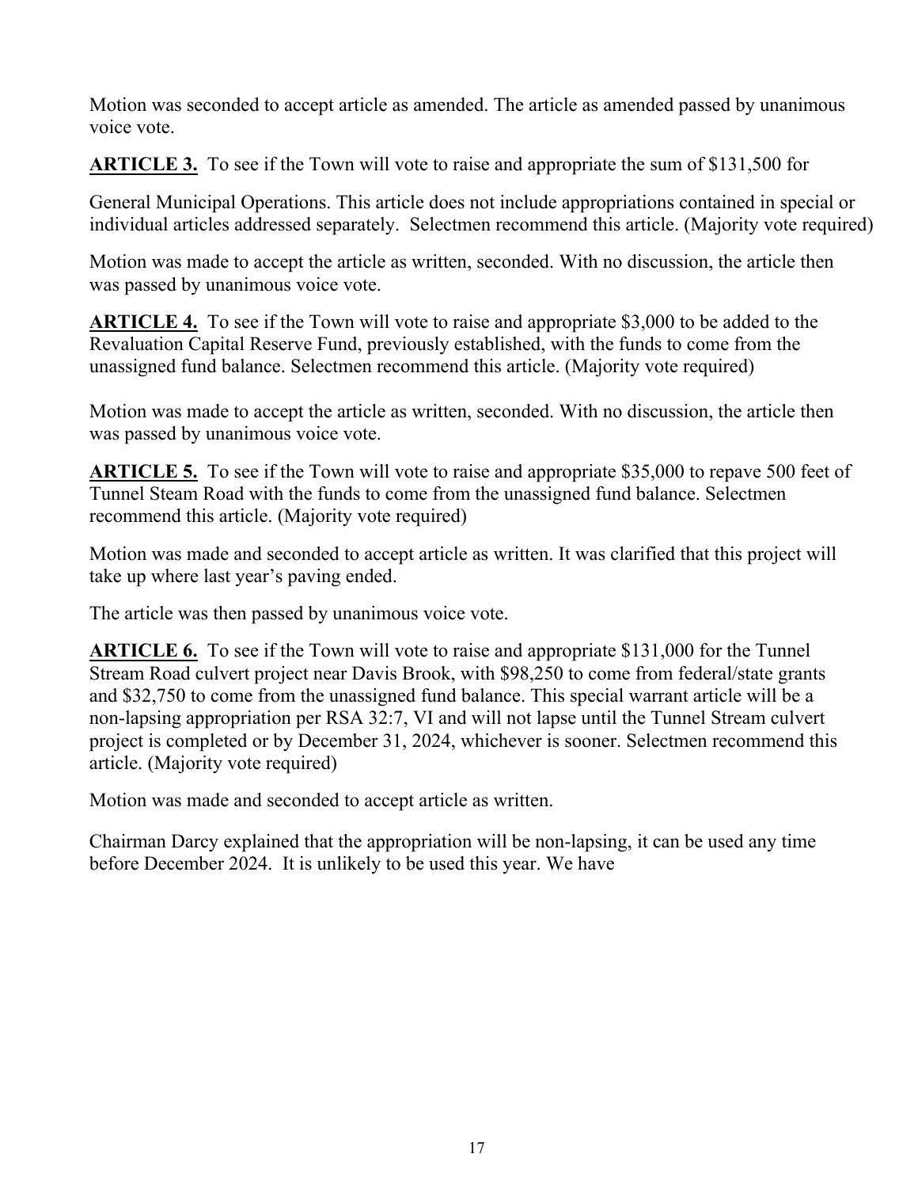Motion was seconded to accept article as amended. The article as amended passed by unanimous voice vote.

**ARTICLE 3.** To see if the Town will vote to raise and appropriate the sum of $131,500 for

General Municipal Operations. This article does not include appropriations contained in special or individual articles addressed separately. Selectmen recommend this article. (Majority vote required)

Motion was made to accept the article as written, seconded. With no discussion, the article then was passed by unanimous voice vote.

**ARTICLE 4.** To see if the Town will vote to raise and appropriate $3,000 to be added to the Revaluation Capital Reserve Fund, previously established, with the funds to come from the unassigned fund balance. Selectmen recommend this article. (Majority vote required)

Motion was made to accept the article as written, seconded. With no discussion, the article then was passed by unanimous voice vote.

**ARTICLE 5.** To see if the Town will vote to raise and appropriate $35,000 to repave 500 feet of Tunnel Steam Road with the funds to come from the unassigned fund balance. Selectmen recommend this article. (Majority vote required)

Motion was made and seconded to accept article as written. It was clarified that this project will take up where last year's paving ended.

The article was then passed by unanimous voice vote.

**ARTICLE 6.** To see if the Town will vote to raise and appropriate $131,000 for the Tunnel Stream Road culvert project near Davis Brook, with $98,250 to come from federal/state grants and $32,750 to come from the unassigned fund balance. This special warrant article will be a non-lapsing appropriation per RSA 32:7, VI and will not lapse until the Tunnel Stream culvert project is completed or by December 31, 2024, whichever is sooner. Selectmen recommend this article. (Majority vote required)

Motion was made and seconded to accept article as written.

Chairman Darcy explained that the appropriation will be non-lapsing, it can be used any time before December 2024. It is unlikely to be used this year. We have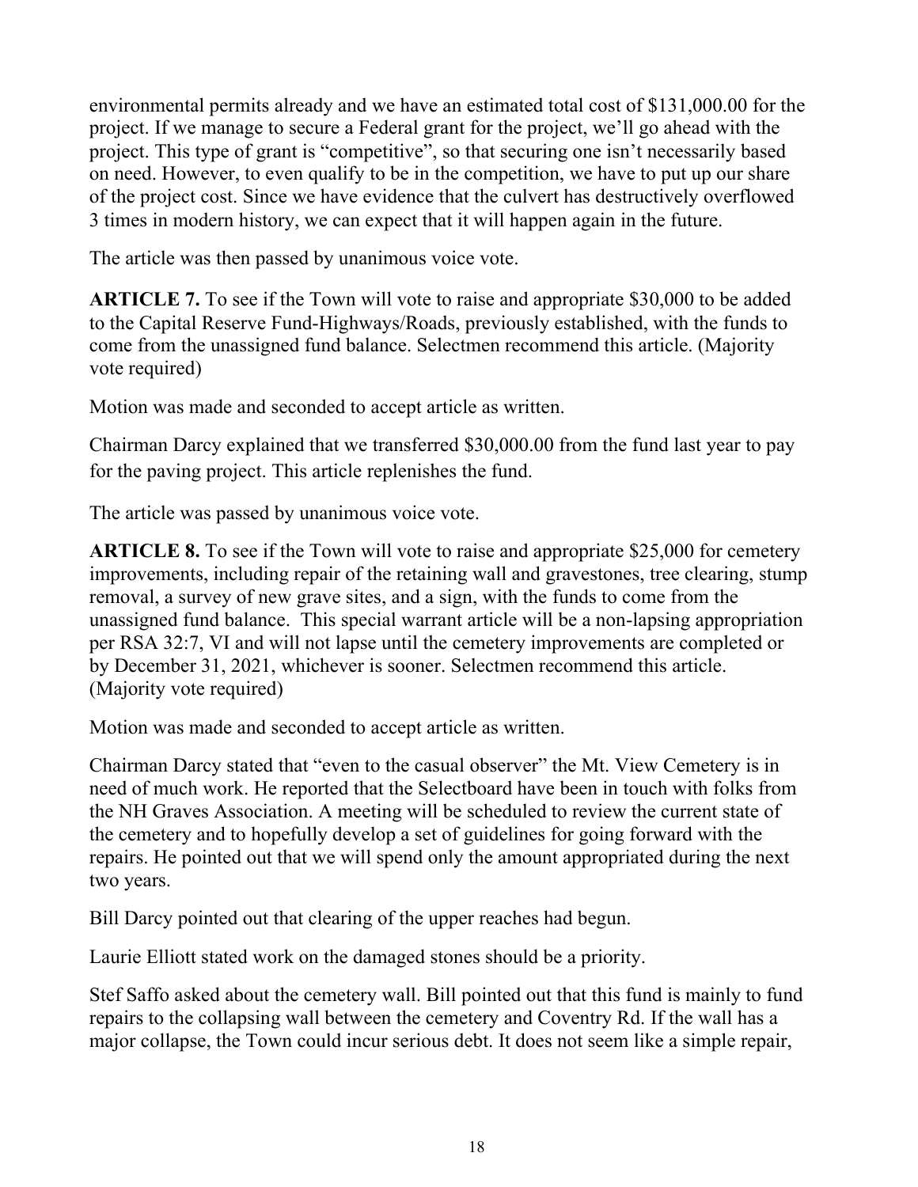environmental permits already and we have an estimated total cost of $131,000.00 for the project. If we manage to secure a Federal grant for the project, we'll go ahead with the project. This type of grant is "competitive", so that securing one isn't necessarily based on need. However, to even qualify to be in the competition, we have to put up our share of the project cost. Since we have evidence that the culvert has destructively overflowed 3 times in modern history, we can expect that it will happen again in the future.

The article was then passed by unanimous voice vote.

**ARTICLE 7.** To see if the Town will vote to raise and appropriate $30,000 to be added to the Capital Reserve Fund-Highways/Roads, previously established, with the funds to come from the unassigned fund balance. Selectmen recommend this article. (Majority vote required)

Motion was made and seconded to accept article as written.

Chairman Darcy explained that we transferred $30,000.00 from the fund last year to pay for the paving project. This article replenishes the fund.

The article was passed by unanimous voice vote.

**ARTICLE 8.** To see if the Town will vote to raise and appropriate $25,000 for cemetery improvements, including repair of the retaining wall and gravestones, tree clearing, stump removal, a survey of new grave sites, and a sign, with the funds to come from the unassigned fund balance. This special warrant article will be a non-lapsing appropriation per RSA 32:7, VI and will not lapse until the cemetery improvements are completed or by December 31, 2021, whichever is sooner. Selectmen recommend this article. (Majority vote required)

Motion was made and seconded to accept article as written.

Chairman Darcy stated that "even to the casual observer" the Mt. View Cemetery is in need of much work. He reported that the Selectboard have been in touch with folks from the NH Graves Association. A meeting will be scheduled to review the current state of the cemetery and to hopefully develop a set of guidelines for going forward with the repairs. He pointed out that we will spend only the amount appropriated during the next two years.

Bill Darcy pointed out that clearing of the upper reaches had begun.

Laurie Elliott stated work on the damaged stones should be a priority.

Stef Saffo asked about the cemetery wall. Bill pointed out that this fund is mainly to fund repairs to the collapsing wall between the cemetery and Coventry Rd. If the wall has a major collapse, the Town could incur serious debt. It does not seem like a simple repair,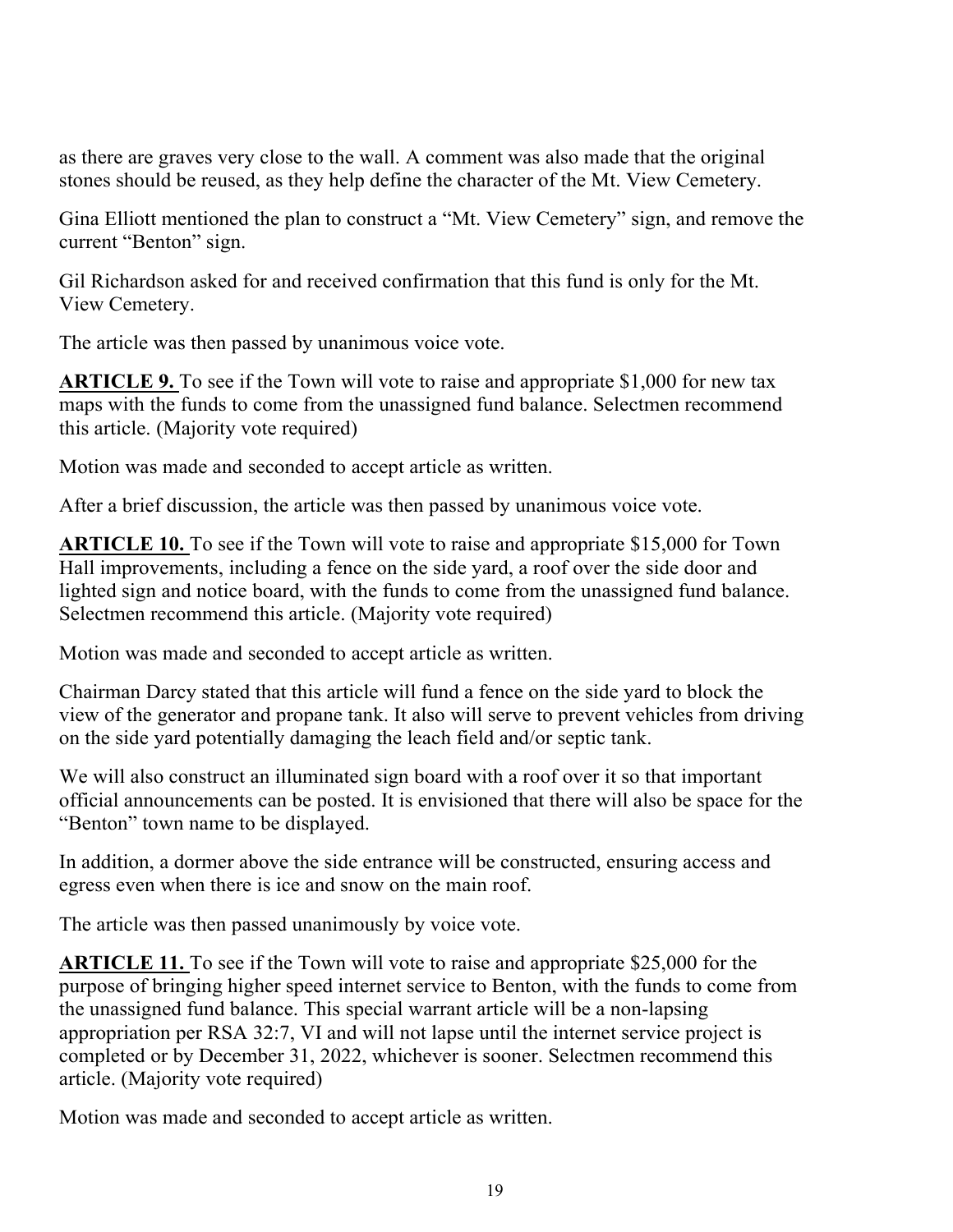as there are graves very close to the wall. A comment was also made that the original stones should be reused, as they help define the character of the Mt. View Cemetery.

Gina Elliott mentioned the plan to construct a "Mt. View Cemetery" sign, and remove the current "Benton" sign.

Gil Richardson asked for and received confirmation that this fund is only for the Mt. View Cemetery.

The article was then passed by unanimous voice vote.

**ARTICLE 9.** To see if the Town will vote to raise and appropriate $1,000 for new tax maps with the funds to come from the unassigned fund balance. Selectmen recommend this article. (Majority vote required)

Motion was made and seconded to accept article as written.

After a brief discussion, the article was then passed by unanimous voice vote.

**ARTICLE 10.** To see if the Town will vote to raise and appropriate $15,000 for Town Hall improvements, including a fence on the side yard, a roof over the side door and lighted sign and notice board, with the funds to come from the unassigned fund balance. Selectmen recommend this article. (Majority vote required)

Motion was made and seconded to accept article as written.

Chairman Darcy stated that this article will fund a fence on the side yard to block the view of the generator and propane tank. It also will serve to prevent vehicles from driving on the side yard potentially damaging the leach field and/or septic tank.

We will also construct an illuminated sign board with a roof over it so that important official announcements can be posted. It is envisioned that there will also be space for the "Benton" town name to be displayed.

In addition, a dormer above the side entrance will be constructed, ensuring access and egress even when there is ice and snow on the main roof.

The article was then passed unanimously by voice vote.

**ARTICLE 11.** To see if the Town will vote to raise and appropriate $25,000 for the purpose of bringing higher speed internet service to Benton, with the funds to come from the unassigned fund balance. This special warrant article will be a non-lapsing appropriation per RSA 32:7, VI and will not lapse until the internet service project is completed or by December 31, 2022, whichever is sooner. Selectmen recommend this article. (Majority vote required)

Motion was made and seconded to accept article as written.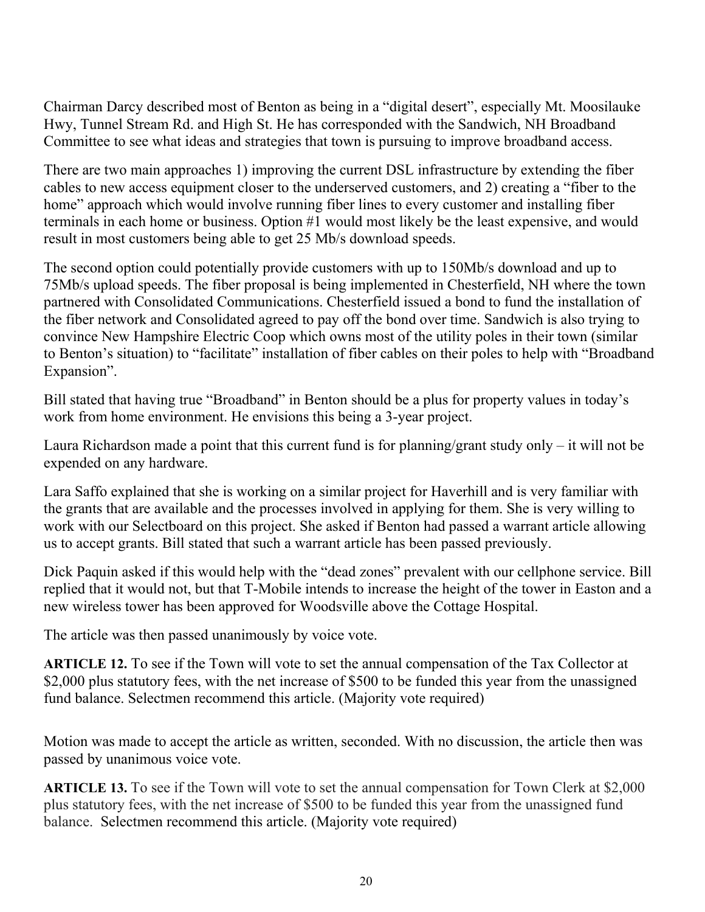Chairman Darcy described most of Benton as being in a "digital desert", especially Mt. Moosilauke Hwy, Tunnel Stream Rd. and High St. He has corresponded with the Sandwich, NH Broadband Committee to see what ideas and strategies that town is pursuing to improve broadband access.

There are two main approaches 1) improving the current DSL infrastructure by extending the fiber cables to new access equipment closer to the underserved customers, and 2) creating a "fiber to the home" approach which would involve running fiber lines to every customer and installing fiber terminals in each home or business. Option #1 would most likely be the least expensive, and would result in most customers being able to get 25 Mb/s download speeds.

The second option could potentially provide customers with up to 150Mb/s download and up to 75Mb/s upload speeds. The fiber proposal is being implemented in Chesterfield, NH where the town partnered with Consolidated Communications. Chesterfield issued a bond to fund the installation of the fiber network and Consolidated agreed to pay off the bond over time. Sandwich is also trying to convince New Hampshire Electric Coop which owns most of the utility poles in their town (similar to Benton's situation) to "facilitate" installation of fiber cables on their poles to help with "Broadband Expansion".

Bill stated that having true "Broadband" in Benton should be a plus for property values in today's work from home environment. He envisions this being a 3-year project.

Laura Richardson made a point that this current fund is for planning/grant study only – it will not be expended on any hardware.

Lara Saffo explained that she is working on a similar project for Haverhill and is very familiar with the grants that are available and the processes involved in applying for them. She is very willing to work with our Selectboard on this project. She asked if Benton had passed a warrant article allowing us to accept grants. Bill stated that such a warrant article has been passed previously.

Dick Paquin asked if this would help with the "dead zones" prevalent with our cellphone service. Bill replied that it would not, but that T-Mobile intends to increase the height of the tower in Easton and a new wireless tower has been approved for Woodsville above the Cottage Hospital.

The article was then passed unanimously by voice vote.

**ARTICLE 12.** To see if the Town will vote to set the annual compensation of the Tax Collector at $2,000 plus statutory fees, with the net increase of $500 to be funded this year from the unassigned fund balance. Selectmen recommend this article. (Majority vote required)

Motion was made to accept the article as written, seconded. With no discussion, the article then was passed by unanimous voice vote.

**ARTICLE 13.** To see if the Town will vote to set the annual compensation for Town Clerk at $2,000 plus statutory fees, with the net increase of $500 to be funded this year from the unassigned fund balance. Selectmen recommend this article. (Majority vote required)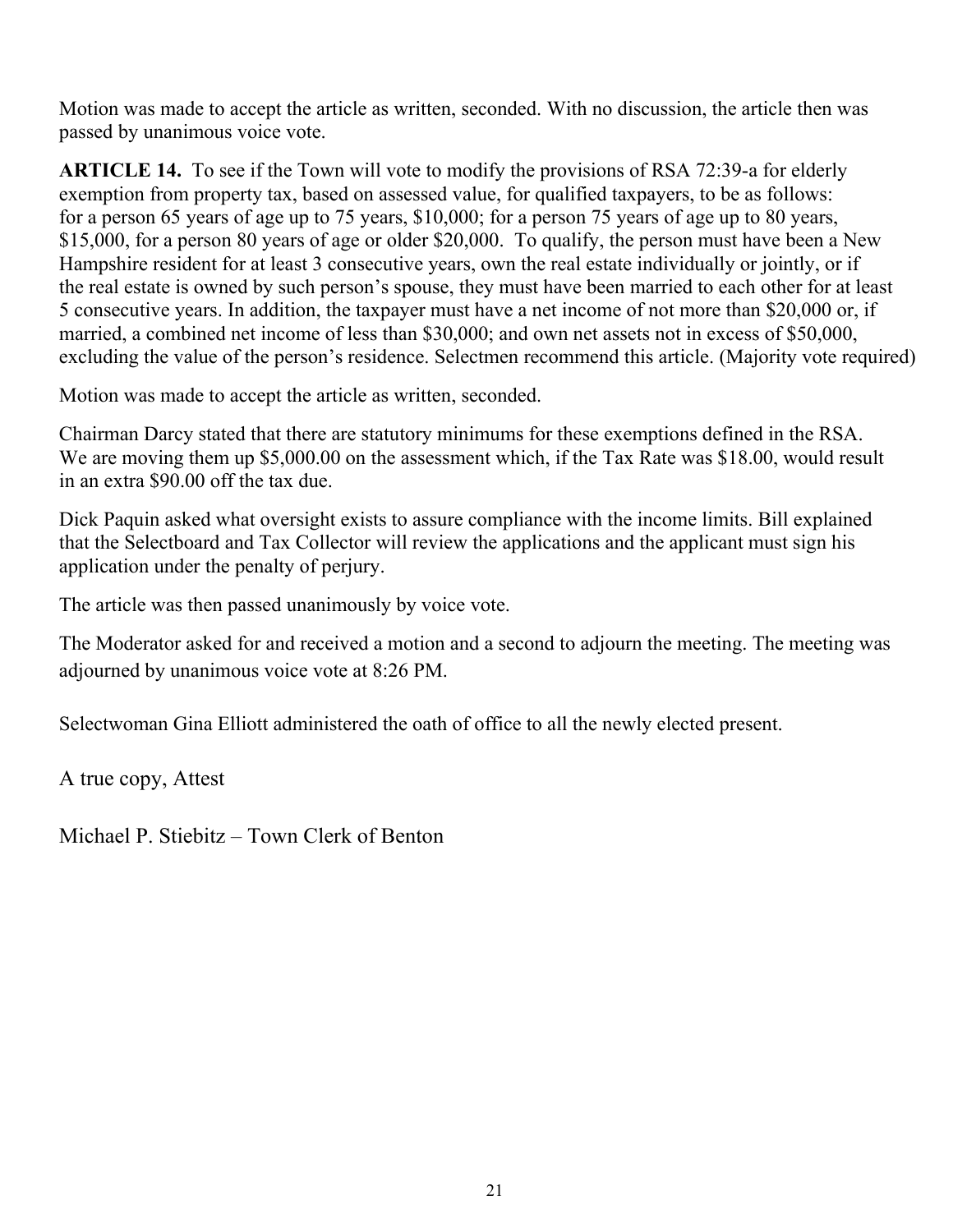Motion was made to accept the article as written, seconded. With no discussion, the article then was passed by unanimous voice vote.

**ARTICLE 14.** To see if the Town will vote to modify the provisions of RSA 72:39-a for elderly exemption from property tax, based on assessed value, for qualified taxpayers, to be as follows: for a person 65 years of age up to 75 years, $10,000; for a person 75 years of age up to 80 years, $15,000, for a person 80 years of age or older $20,000. To qualify, the person must have been a New Hampshire resident for at least 3 consecutive years, own the real estate individually or jointly, or if the real estate is owned by such person's spouse, they must have been married to each other for at least 5 consecutive years. In addition, the taxpayer must have a net income of not more than $20,000 or, if married, a combined net income of less than $30,000; and own net assets not in excess of $50,000, excluding the value of the person's residence. Selectmen recommend this article. (Majority vote required)

Motion was made to accept the article as written, seconded.

Chairman Darcy stated that there are statutory minimums for these exemptions defined in the RSA. We are moving them up $5,000.00 on the assessment which, if the Tax Rate was $18.00, would result in an extra $90.00 off the tax due.

Dick Paquin asked what oversight exists to assure compliance with the income limits. Bill explained that the Selectboard and Tax Collector will review the applications and the applicant must sign his application under the penalty of perjury.

The article was then passed unanimously by voice vote.

The Moderator asked for and received a motion and a second to adjourn the meeting. The meeting was adjourned by unanimous voice vote at 8:26 PM.

Selectwoman Gina Elliott administered the oath of office to all the newly elected present.

A true copy, Attest

Michael P. Stiebitz – Town Clerk of Benton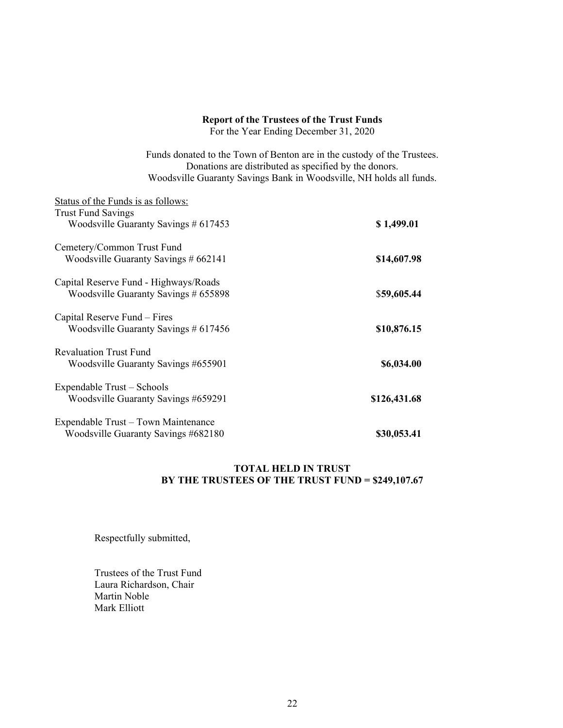**Report of the Trustees of the Trust Funds**
For the Year Ending December 31, 2020

Funds donated to the Town of Benton are in the custody of the Trustees.
Donations are distributed as specified by the donors.
Woodsville Guaranty Savings Bank in Woodsville, NH holds all funds.

Status of the Funds is as follows:

| | |
|---|---|
| Trust Fund Savings<br>Woodsville Guaranty Savings # 617453 | **$ 1,499.01** |
| Cemetery/Common Trust Fund<br>Woodsville Guaranty Savings # 662141 | **$14,607.98** |
| Capital Reserve Fund - Highways/Roads<br>Woodsville Guaranty Savings # 655898 | $**59,605.44** |
| Capital Reserve Fund – Fires<br>Woodsville Guaranty Savings # 617456 | **$10,876.15** |
| Revaluation Trust Fund<br>Woodsville Guaranty Savings #655901 | **$6,034.00** |
| Expendable Trust – Schools<br>Woodsville Guaranty Savings #659291 | **$126,431.68** |
| Expendable Trust – Town Maintenance<br>Woodsville Guaranty Savings #682180 | **$30,053.41** |

**TOTAL HELD IN TRUST**
**BY THE TRUSTEES OF THE TRUST FUND = $249,107.67**

Respectfully submitted,

Trustees of the Trust Fund
Laura Richardson, Chair
Martin Noble
Mark Elliott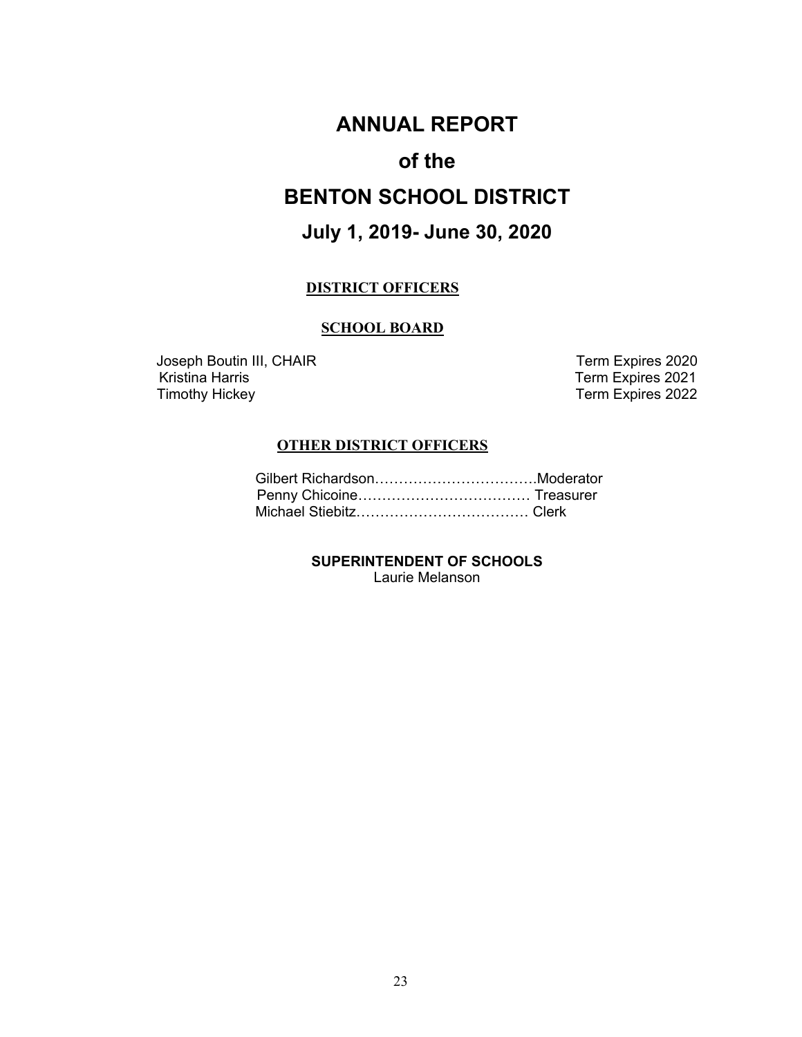# ANNUAL REPORT

# of the

# BENTON SCHOOL DISTRICT

## July 1, 2019- June 30, 2020

### DISTRICT OFFICERS

#### SCHOOL BOARD

| | |
|---|---|
| Joseph Boutin III, CHAIR | Term Expires 2020 |
| Kristina Harris | Term Expires 2021 |
| Timothy Hickey | Term Expires 2022 |

#### OTHER DISTRICT OFFICERS

Gilbert Richardson…………………………….Moderator
Penny Chicoine……………………………… Treasurer
Michael Stiebitz……………………………… Clerk

**SUPERINTENDENT OF SCHOOLS**
Laurie Melanson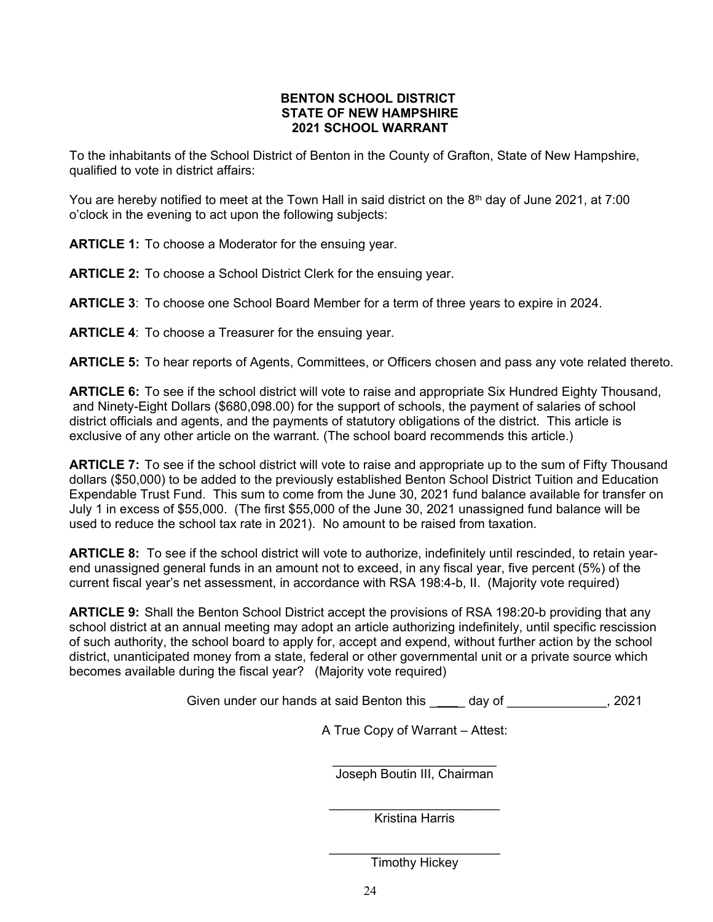# BENTON SCHOOL DISTRICT
## STATE OF NEW HAMPSHIRE
## 2021 SCHOOL WARRANT

To the inhabitants of the School District of Benton in the County of Grafton, State of New Hampshire, qualified to vote in district affairs:

You are hereby notified to meet at the Town Hall in said district on the 8th day of June 2021, at 7:00 o'clock in the evening to act upon the following subjects:

**ARTICLE 1:** To choose a Moderator for the ensuing year.

**ARTICLE 2:** To choose a School District Clerk for the ensuing year.

**ARTICLE 3**: To choose one School Board Member for a term of three years to expire in 2024.

**ARTICLE 4**: To choose a Treasurer for the ensuing year.

**ARTICLE 5:** To hear reports of Agents, Committees, or Officers chosen and pass any vote related thereto.

**ARTICLE 6:** To see if the school district will vote to raise and appropriate Six Hundred Eighty Thousand, and Ninety-Eight Dollars ($680,098.00) for the support of schools, the payment of salaries of school district officials and agents, and the payments of statutory obligations of the district. This article is exclusive of any other article on the warrant. (The school board recommends this article.)

**ARTICLE 7:** To see if the school district will vote to raise and appropriate up to the sum of Fifty Thousand dollars ($50,000) to be added to the previously established Benton School District Tuition and Education Expendable Trust Fund. This sum to come from the June 30, 2021 fund balance available for transfer on July 1 in excess of $55,000. (The first $55,000 of the June 30, 2021 unassigned fund balance will be used to reduce the school tax rate in 2021). No amount to be raised from taxation.

**ARTICLE 8:** To see if the school district will vote to authorize, indefinitely until rescinded, to retain year-end unassigned general funds in an amount not to exceed, in any fiscal year, five percent (5%) of the current fiscal year's net assessment, in accordance with RSA 198:4-b, II. (Majority vote required)

**ARTICLE 9:** Shall the Benton School District accept the provisions of RSA 198:20-b providing that any school district at an annual meeting may adopt an article authorizing indefinitely, until specific rescission of such authority, the school board to apply for, accept and expend, without further action by the school district, unanticipated money from a state, federal or other governmental unit or a private source which becomes available during the fiscal year? (Majority vote required)

Given under our hands at said Benton this \_\_\_\_\_ day of \_\_\_\_\_\_\_\_\_\_\_\_\_\_, 2021

A True Copy of Warrant – Attest:

\_\_\_\_\_\_\_\_\_\_\_\_\_\_\_\_\_\_\_\_\_\_\_\_
Joseph Boutin III, Chairman

\_\_\_\_\_\_\_\_\_\_\_\_\_\_\_\_\_\_\_\_\_\_\_\_
Kristina Harris

\_\_\_\_\_\_\_\_\_\_\_\_\_\_\_\_\_\_\_\_\_\_\_\_
Timothy Hickey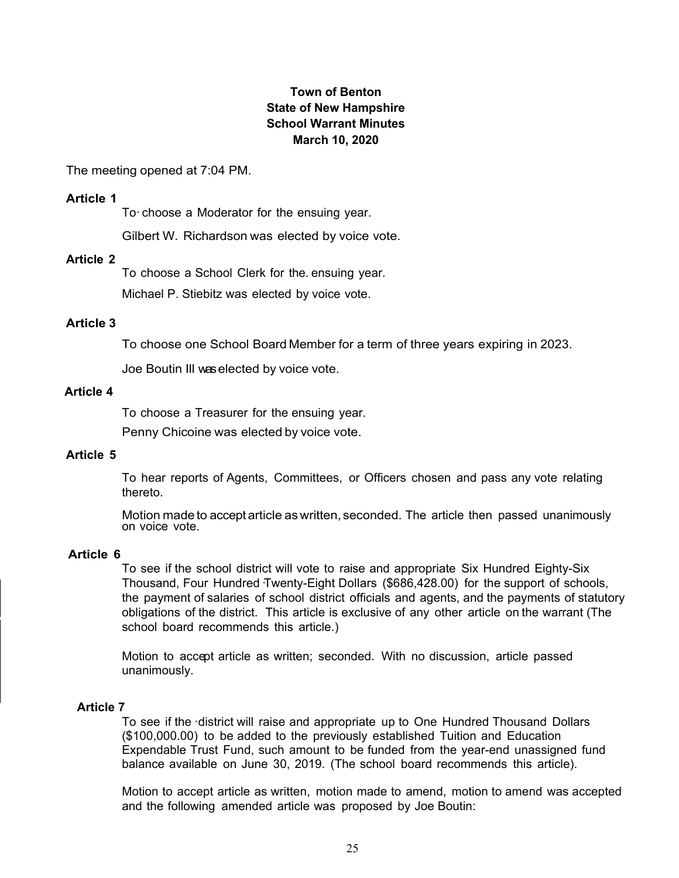**Town of Benton**
**State of New Hampshire**
**School Warrant Minutes**
**March 10, 2020**

The meeting opened at 7:04 PM.

**Article 1**

To· choose a Moderator for the ensuing year.

Gilbert W. Richardson was elected by voice vote.

**Article 2**

To choose a School Clerk for the. ensuing year.

Michael P. Stiebitz was elected by voice vote.

**Article 3**

To choose one School Board Member for a term of three years expiring in 2023.

Joe Boutin III was elected by voice vote.

**Article 4**

To choose a Treasurer for the ensuing year.

Penny Chicoine was elected by voice vote.

**Article 5**

To hear reports of Agents, Committees, or Officers chosen and pass any vote relating thereto.

Motion made to accept article as written, seconded. The article then passed unanimously on voice vote.

**Article 6**

To see if the school district will vote to raise and appropriate Six Hundred Eighty-Six Thousand, Four Hundred Twenty-Eight Dollars ($686,428.00) for the support of schools, the payment of salaries of school district officials and agents, and the payments of statutory obligations of the district. This article is exclusive of any other article on the warrant (The school board recommends this article.)

Motion to accept article as written; seconded. With no discussion, article passed unanimously.

**Article 7**

To see if the ·district will raise and appropriate up to One Hundred Thousand Dollars ($100,000.00) to be added to the previously established Tuition and Education Expendable Trust Fund, such amount to be funded from the year-end unassigned fund balance available on June 30, 2019. (The school board recommends this article).

Motion to accept article as written, motion made to amend, motion to amend was accepted and the following amended article was proposed by Joe Boutin: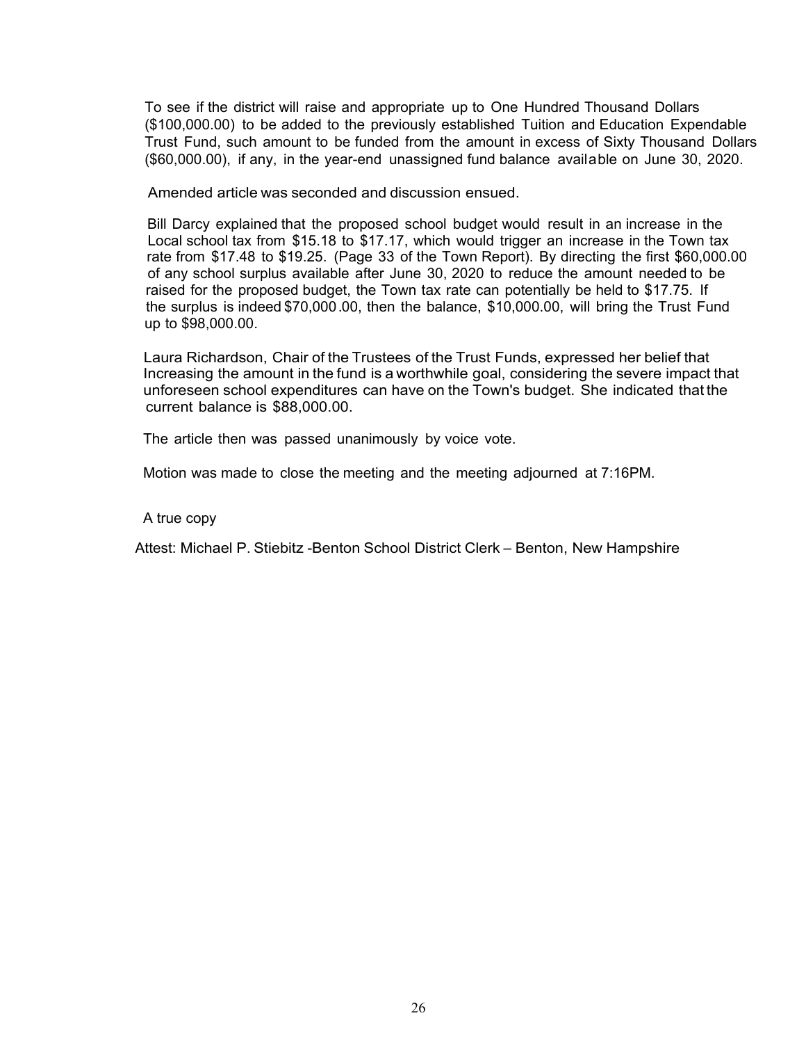To see if the district will raise and appropriate up to One Hundred Thousand Dollars ($100,000.00) to be added to the previously established Tuition and Education Expendable Trust Fund, such amount to be funded from the amount in excess of Sixty Thousand Dollars ($60,000.00), if any, in the year-end unassigned fund balance available on June 30, 2020.

Amended article was seconded and discussion ensued.

Bill Darcy explained that the proposed school budget would result in an increase in the Local school tax from $15.18 to $17.17, which would trigger an increase in the Town tax rate from $17.48 to $19.25. (Page 33 of the Town Report). By directing the first $60,000.00 of any school surplus available after June 30, 2020 to reduce the amount needed to be raised for the proposed budget, the Town tax rate can potentially be held to $17.75. If the surplus is indeed $70,000.00, then the balance, $10,000.00, will bring the Trust Fund up to $98,000.00.

Laura Richardson, Chair of the Trustees of the Trust Funds, expressed her belief that Increasing the amount in the fund is a worthwhile goal, considering the severe impact that unforeseen school expenditures can have on the Town's budget. She indicated that the current balance is $88,000.00.

The article then was passed unanimously by voice vote.

Motion was made to close the meeting and the meeting adjourned at 7:16PM.

A true copy

Attest: Michael P. Stiebitz -Benton School District Clerk – Benton, New Hampshire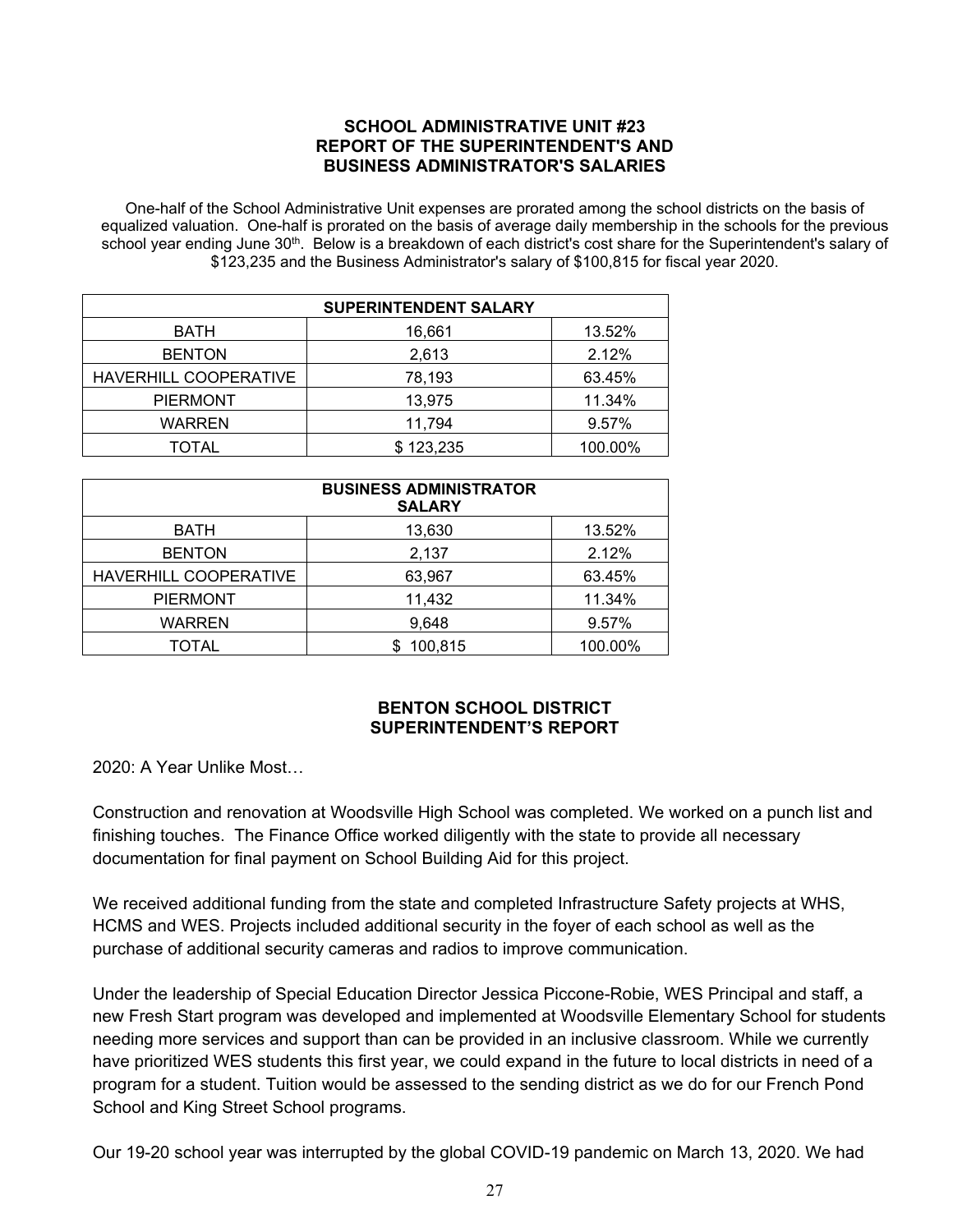## SCHOOL ADMINISTRATIVE UNIT #23
## REPORT OF THE SUPERINTENDENT'S AND BUSINESS ADMINISTRATOR'S SALARIES

One-half of the School Administrative Unit expenses are prorated among the school districts on the basis of equalized valuation. One-half is prorated on the basis of average daily membership in the schools for the previous school year ending June 30th. Below is a breakdown of each district's cost share for the Superintendent's salary of $123,235 and the Business Administrator's salary of $100,815 for fiscal year 2020.

| SUPERINTENDENT SALARY | | |
|---|---|---|
| BATH | 16,661 | 13.52% |
| BENTON | 2,613 | 2.12% |
| HAVERHILL COOPERATIVE | 78,193 | 63.45% |
| PIERMONT | 13,975 | 11.34% |
| WARREN | 11,794 | 9.57% |
| TOTAL | $ 123,235 | 100.00% |

| BUSINESS ADMINISTRATOR SALARY | | |
|---|---|---|
| BATH | 13,630 | 13.52% |
| BENTON | 2,137 | 2.12% |
| HAVERHILL COOPERATIVE | 63,967 | 63.45% |
| PIERMONT | 11,432 | 11.34% |
| WARREN | 9,648 | 9.57% |
| TOTAL | $ 100,815 | 100.00% |

## BENTON SCHOOL DISTRICT
## SUPERINTENDENT'S REPORT

2020: A Year Unlike Most…

Construction and renovation at Woodsville High School was completed. We worked on a punch list and finishing touches. The Finance Office worked diligently with the state to provide all necessary documentation for final payment on School Building Aid for this project.

We received additional funding from the state and completed Infrastructure Safety projects at WHS, HCMS and WES. Projects included additional security in the foyer of each school as well as the purchase of additional security cameras and radios to improve communication.

Under the leadership of Special Education Director Jessica Piccone-Robie, WES Principal and staff, a new Fresh Start program was developed and implemented at Woodsville Elementary School for students needing more services and support than can be provided in an inclusive classroom. While we currently have prioritized WES students this first year, we could expand in the future to local districts in need of a program for a student. Tuition would be assessed to the sending district as we do for our French Pond School and King Street School programs.

Our 19-20 school year was interrupted by the global COVID-19 pandemic on March 13, 2020. We had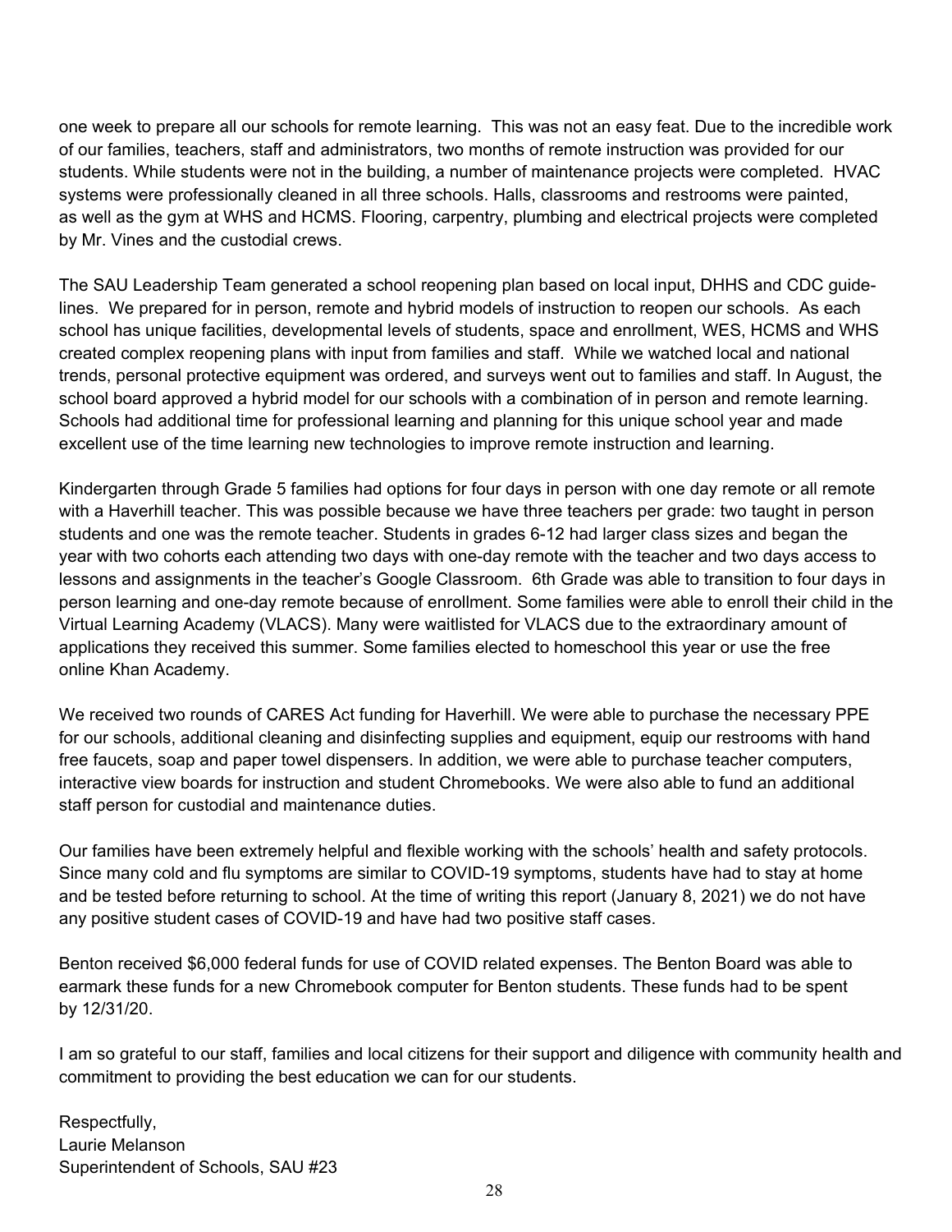one week to prepare all our schools for remote learning. This was not an easy feat. Due to the incredible work of our families, teachers, staff and administrators, two months of remote instruction was provided for our students. While students were not in the building, a number of maintenance projects were completed. HVAC systems were professionally cleaned in all three schools. Halls, classrooms and restrooms were painted, as well as the gym at WHS and HCMS. Flooring, carpentry, plumbing and electrical projects were completed by Mr. Vines and the custodial crews.

The SAU Leadership Team generated a school reopening plan based on local input, DHHS and CDC guidelines. We prepared for in person, remote and hybrid models of instruction to reopen our schools. As each school has unique facilities, developmental levels of students, space and enrollment, WES, HCMS and WHS created complex reopening plans with input from families and staff. While we watched local and national trends, personal protective equipment was ordered, and surveys went out to families and staff. In August, the school board approved a hybrid model for our schools with a combination of in person and remote learning. Schools had additional time for professional learning and planning for this unique school year and made excellent use of the time learning new technologies to improve remote instruction and learning.

Kindergarten through Grade 5 families had options for four days in person with one day remote or all remote with a Haverhill teacher. This was possible because we have three teachers per grade: two taught in person students and one was the remote teacher. Students in grades 6-12 had larger class sizes and began the year with two cohorts each attending two days with one-day remote with the teacher and two days access to lessons and assignments in the teacher's Google Classroom. 6th Grade was able to transition to four days in person learning and one-day remote because of enrollment. Some families were able to enroll their child in the Virtual Learning Academy (VLACS). Many were waitlisted for VLACS due to the extraordinary amount of applications they received this summer. Some families elected to homeschool this year or use the free online Khan Academy.

We received two rounds of CARES Act funding for Haverhill. We were able to purchase the necessary PPE for our schools, additional cleaning and disinfecting supplies and equipment, equip our restrooms with hand free faucets, soap and paper towel dispensers. In addition, we were able to purchase teacher computers, interactive view boards for instruction and student Chromebooks. We were also able to fund an additional staff person for custodial and maintenance duties.

Our families have been extremely helpful and flexible working with the schools' health and safety protocols. Since many cold and flu symptoms are similar to COVID-19 symptoms, students have had to stay at home and be tested before returning to school. At the time of writing this report (January 8, 2021) we do not have any positive student cases of COVID-19 and have had two positive staff cases.

Benton received $6,000 federal funds for use of COVID related expenses. The Benton Board was able to earmark these funds for a new Chromebook computer for Benton students. These funds had to be spent by 12/31/20.

I am so grateful to our staff, families and local citizens for their support and diligence with community health and commitment to providing the best education we can for our students.

Respectfully,
Laurie Melanson
Superintendent of Schools, SAU #23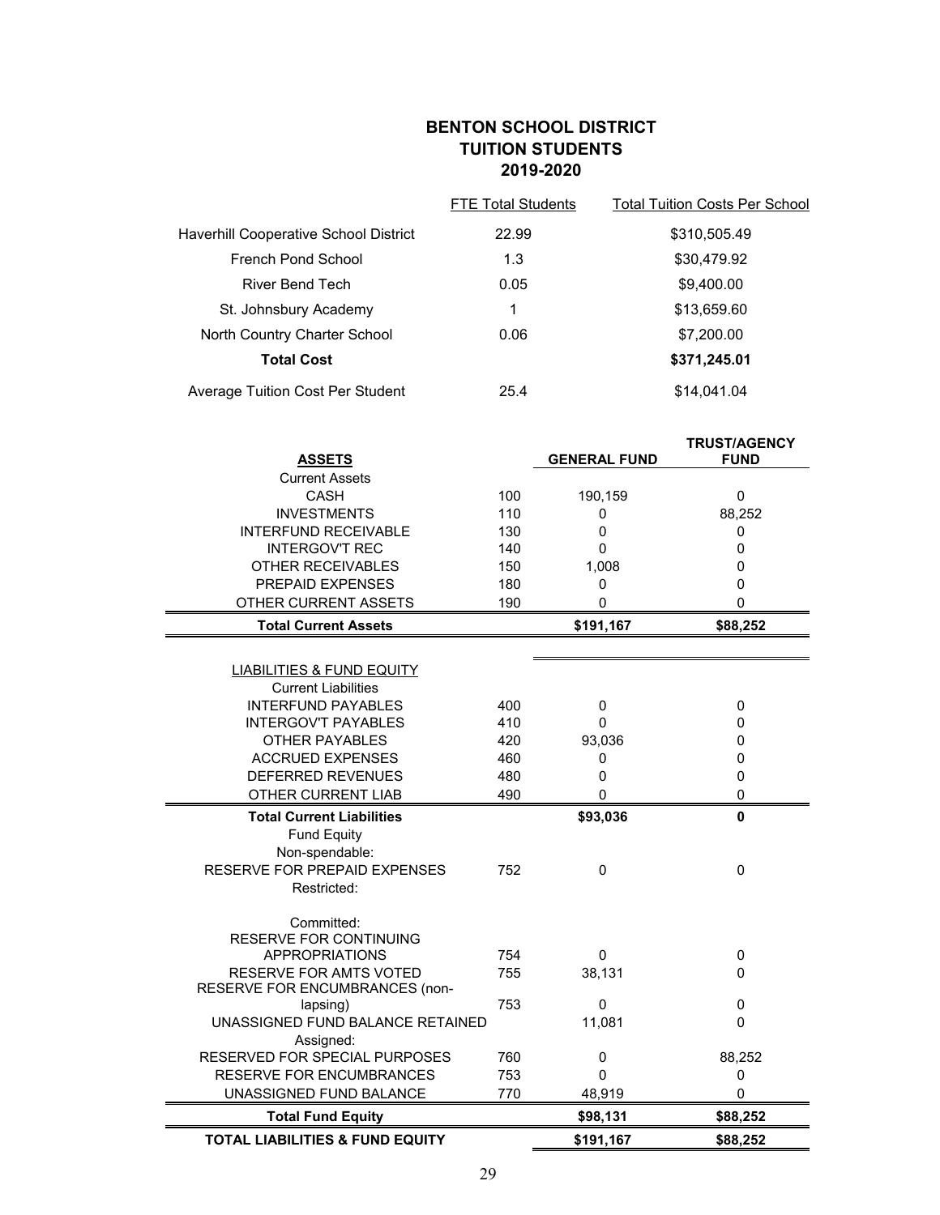# BENTON SCHOOL DISTRICT
## TUITION STUDENTS
## 2019-2020

| | FTE Total Students | Total Tuition Costs Per School |
|---|---|---|
| Haverhill Cooperative School District | 22.99 | $310,505.49 |
| French Pond School | 1.3 | $30,479.92 |
| River Bend Tech | 0.05 | $9,400.00 |
| St. Johnsbury Academy | 1 | $13,659.60 |
| North Country Charter School | 0.06 | $7,200.00 |
| **Total Cost** | | **$371,245.01** |
| Average Tuition Cost Per Student | 25.4 | $14,041.04 |

| **ASSETS** | | **GENERAL FUND** | **TRUST/AGENCY FUND** |
|---|---|---|---|
| Current Assets | | | |
| CASH | 100 | 190,159 | 0 |
| INVESTMENTS | 110 | 0 | 88,252 |
| INTERFUND RECEIVABLE | 130 | 0 | 0 |
| INTERGOV'T REC | 140 | 0 | 0 |
| OTHER RECEIVABLES | 150 | 1,008 | 0 |
| PREPAID EXPENSES | 180 | 0 | 0 |
| OTHER CURRENT ASSETS | 190 | 0 | 0 |
| **Total Current Assets** | | **$191,167** | **$88,252** |
| | | | |
| LIABILITIES & FUND EQUITY | | | |
| Current Liabilities | | | |
| INTERFUND PAYABLES | 400 | 0 | 0 |
| INTERGOV'T PAYABLES | 410 | 0 | 0 |
| OTHER PAYABLES | 420 | 93,036 | 0 |
| ACCRUED EXPENSES | 460 | 0 | 0 |
| DEFERRED REVENUES | 480 | 0 | 0 |
| OTHER CURRENT LIAB | 490 | 0 | 0 |
| **Total Current Liabilities** | | **$93,036** | **0** |
| Fund Equity | | | |
| Non-spendable: | | | |
| RESERVE FOR PREPAID EXPENSES | 752 | 0 | 0 |
| Restricted: | | | |
| Committed: | | | |
| RESERVE FOR CONTINUING APPROPRIATIONS | 754 | 0 | 0 |
| RESERVE FOR AMTS VOTED | 755 | 38,131 | 0 |
| RESERVE FOR ENCUMBRANCES (non-lapsing) | 753 | 0 | 0 |
| UNASSIGNED FUND BALANCE RETAINED | | 11,081 | 0 |
| Assigned: | | | |
| RESERVED FOR SPECIAL PURPOSES | 760 | 0 | 88,252 |
| RESERVE FOR ENCUMBRANCES | 753 | 0 | 0 |
| UNASSIGNED FUND BALANCE | 770 | 48,919 | 0 |
| **Total Fund Equity** | | **$98,131** | **$88,252** |
| **TOTAL LIABILITIES & FUND EQUITY** | | **$191,167** | **$88,252** |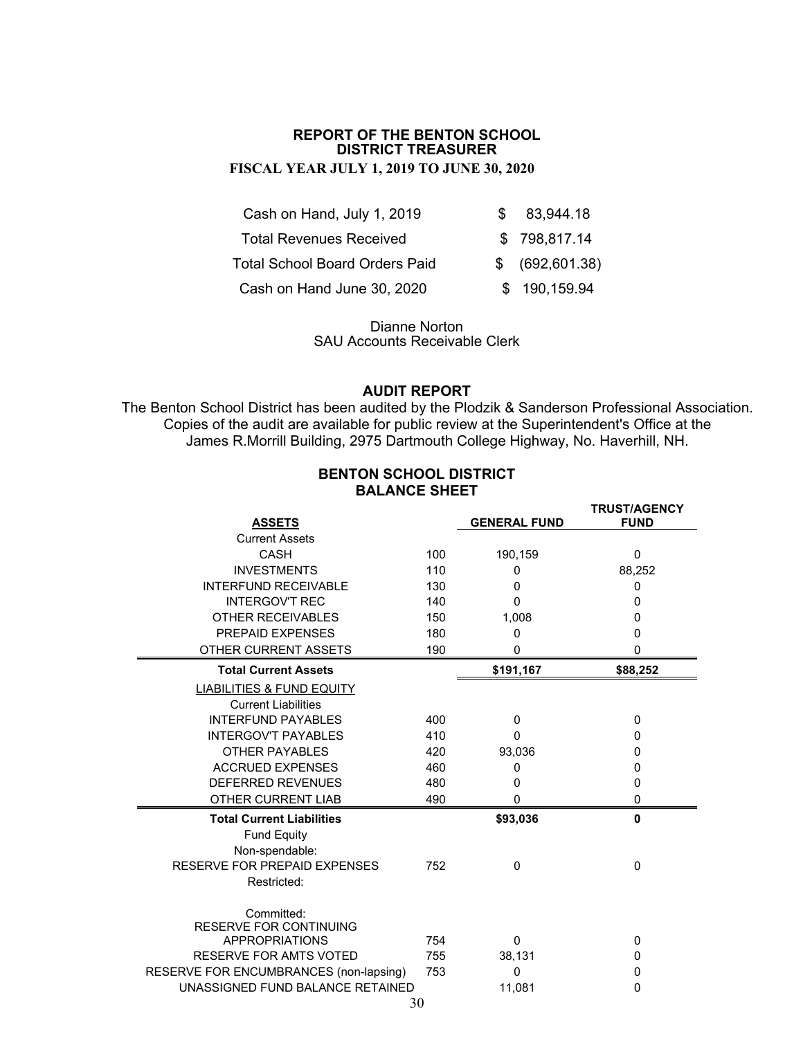## REPORT OF THE BENTON SCHOOL DISTRICT TREASURER

**FISCAL YEAR JULY 1, 2019 TO JUNE 30, 2020**

| | |
|---|---|
| Cash on Hand, July 1, 2019 | $ 83,944.18 |
| Total Revenues Received | $ 798,817.14 |
| Total School Board Orders Paid | $ (692,601.38) |
| Cash on Hand June 30, 2020 | $ 190,159.94 |

Dianne Norton
SAU Accounts Receivable Clerk

## AUDIT REPORT

The Benton School District has been audited by the Plodzik & Sanderson Professional Association. Copies of the audit are available for public review at the Superintendent's Office at the James R.Morrill Building, 2975 Dartmouth College Highway, No. Haverhill, NH.

## BENTON SCHOOL DISTRICT BALANCE SHEET

| ASSETS | | GENERAL FUND | TRUST/AGENCY FUND |
|---|---|---|---|
| Current Assets | | | |
| CASH | 100 | 190,159 | 0 |
| INVESTMENTS | 110 | 0 | 88,252 |
| INTERFUND RECEIVABLE | 130 | 0 | 0 |
| INTERGOV'T REC | 140 | 0 | 0 |
| OTHER RECEIVABLES | 150 | 1,008 | 0 |
| PREPAID EXPENSES | 180 | 0 | 0 |
| OTHER CURRENT ASSETS | 190 | 0 | 0 |
| **Total Current Assets** | | **$191,167** | **$88,252** |
| LIABILITIES & FUND EQUITY | | | |
| Current Liabilities | | | |
| INTERFUND PAYABLES | 400 | 0 | 0 |
| INTERGOV'T PAYABLES | 410 | 0 | 0 |
| OTHER PAYABLES | 420 | 93,036 | 0 |
| ACCRUED EXPENSES | 460 | 0 | 0 |
| DEFERRED REVENUES | 480 | 0 | 0 |
| OTHER CURRENT LIAB | 490 | 0 | 0 |
| **Total Current Liabilities** | | **$93,036** | **0** |
| Fund Equity | | | |
| Non-spendable: | | | |
| RESERVE FOR PREPAID EXPENSES | 752 | 0 | 0 |
| Restricted: | | | |
| Committed: | | | |
| RESERVE FOR CONTINUING APPROPRIATIONS | 754 | 0 | 0 |
| RESERVE FOR AMTS VOTED | 755 | 38,131 | 0 |
| RESERVE FOR ENCUMBRANCES (non-lapsing) | 753 | 0 | 0 |
| UNASSIGNED FUND BALANCE RETAINED | | 11,081 | 0 |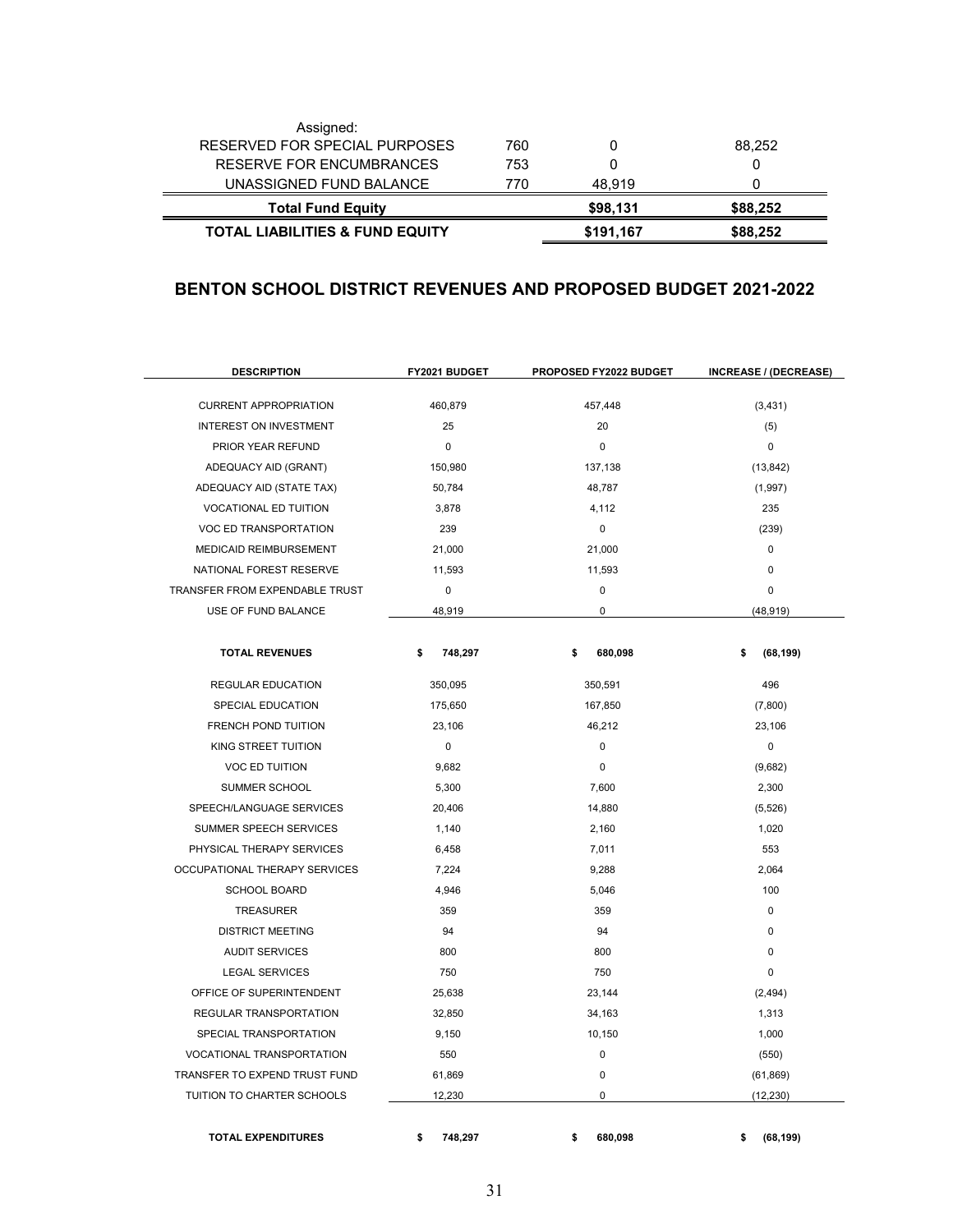| | | | |
|---|---|---|---|
| Assigned: | | | |
| RESERVED FOR SPECIAL PURPOSES | 760 | 0 | 88,252 |
| RESERVE FOR ENCUMBRANCES | 753 | 0 | 0 |
| UNASSIGNED FUND BALANCE | 770 | 48,919 | 0 |
| **Total Fund Equity** | | **$98,131** | **$88,252** |
| **TOTAL LIABILITIES & FUND EQUITY** | | **$191,167** | **$88,252** |

## BENTON SCHOOL DISTRICT REVENUES AND PROPOSED BUDGET 2021-2022

| DESCRIPTION | FY2021 BUDGET | PROPOSED FY2022 BUDGET | INCREASE / (DECREASE) |
|---|---|---|---|
| CURRENT APPROPRIATION | 460,879 | 457,448 | (3,431) |
| INTEREST ON INVESTMENT | 25 | 20 | (5) |
| PRIOR YEAR REFUND | 0 | 0 | 0 |
| ADEQUACY AID (GRANT) | 150,980 | 137,138 | (13,842) |
| ADEQUACY AID (STATE TAX) | 50,784 | 48,787 | (1,997) |
| VOCATIONAL ED TUITION | 3,878 | 4,112 | 235 |
| VOC ED TRANSPORTATION | 239 | 0 | (239) |
| MEDICAID REIMBURSEMENT | 21,000 | 21,000 | 0 |
| NATIONAL FOREST RESERVE | 11,593 | 11,593 | 0 |
| TRANSFER FROM EXPENDABLE TRUST | 0 | 0 | 0 |
| USE OF FUND BALANCE | 48,919 | 0 | (48,919) |
| **TOTAL REVENUES** | **$ 748,297** | **$ 680,098** | **$ (68,199)** |
| REGULAR EDUCATION | 350,095 | 350,591 | 496 |
| SPECIAL EDUCATION | 175,650 | 167,850 | (7,800) |
| FRENCH POND TUITION | 23,106 | 46,212 | 23,106 |
| KING STREET TUITION | 0 | 0 | 0 |
| VOC ED TUITION | 9,682 | 0 | (9,682) |
| SUMMER SCHOOL | 5,300 | 7,600 | 2,300 |
| SPEECH/LANGUAGE SERVICES | 20,406 | 14,880 | (5,526) |
| SUMMER SPEECH SERVICES | 1,140 | 2,160 | 1,020 |
| PHYSICAL THERAPY SERVICES | 6,458 | 7,011 | 553 |
| OCCUPATIONAL THERAPY SERVICES | 7,224 | 9,288 | 2,064 |
| SCHOOL BOARD | 4,946 | 5,046 | 100 |
| TREASURER | 359 | 359 | 0 |
| DISTRICT MEETING | 94 | 94 | 0 |
| AUDIT SERVICES | 800 | 800 | 0 |
| LEGAL SERVICES | 750 | 750 | 0 |
| OFFICE OF SUPERINTENDENT | 25,638 | 23,144 | (2,494) |
| REGULAR TRANSPORTATION | 32,850 | 34,163 | 1,313 |
| SPECIAL TRANSPORTATION | 9,150 | 10,150 | 1,000 |
| VOCATIONAL TRANSPORTATION | 550 | 0 | (550) |
| TRANSFER TO EXPEND TRUST FUND | 61,869 | 0 | (61,869) |
| TUITION TO CHARTER SCHOOLS | 12,230 | 0 | (12,230) |
| **TOTAL EXPENDITURES** | **$ 748,297** | **$ 680,098** | **$ (68,199)** |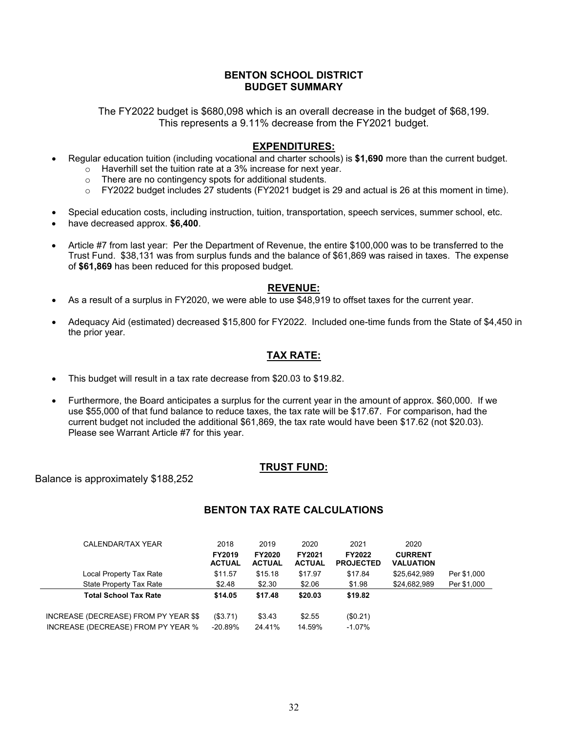# BENTON SCHOOL DISTRICT
# BUDGET SUMMARY

The FY2022 budget is $680,098 which is an overall decrease in the budget of $68,199.
This represents a 9.11% decrease from the FY2021 budget.

## EXPENDITURES:

- Regular education tuition (including vocational and charter schools) is **$1,690** more than the current budget.
  - Haverhill set the tuition rate at a 3% increase for next year.
  - There are no contingency spots for additional students.
  - FY2022 budget includes 27 students (FY2021 budget is 29 and actual is 26 at this moment in time).

- Special education costs, including instruction, tuition, transportation, speech services, summer school, etc.
- have decreased approx. **$6,400**.

- Article #7 from last year: Per the Department of Revenue, the entire $100,000 was to be transferred to the Trust Fund. $38,131 was from surplus funds and the balance of $61,869 was raised in taxes. The expense of **$61,869** has been reduced for this proposed budget.

## REVENUE:

- As a result of a surplus in FY2020, we were able to use $48,919 to offset taxes for the current year.

- Adequacy Aid (estimated) decreased $15,800 for FY2022. Included one-time funds from the State of $4,450 in the prior year.

## TAX RATE:

- This budget will result in a tax rate decrease from $20.03 to $19.82.

- Furthermore, the Board anticipates a surplus for the current year in the amount of approx. $60,000. If we use $55,000 of that fund balance to reduce taxes, the tax rate will be $17.67. For comparison, had the current budget not included the additional $61,869, the tax rate would have been $17.62 (not $20.03). Please see Warrant Article #7 for this year.

## TRUST FUND:

Balance is approximately $188,252

## BENTON TAX RATE CALCULATIONS

| CALENDAR/TAX YEAR | 2018 | 2019 | 2020 | 2021 | 2020 | |
|---|---|---|---|---|---|---|
| | **FY2019 ACTUAL** | **FY2020 ACTUAL** | **FY2021 ACTUAL** | **FY2022 PROJECTED** | **CURRENT VALUATION** | |
| Local Property Tax Rate | $11.57 | $15.18 | $17.97 | $17.84 | $25,642,989 | Per $1,000 |
| State Property Tax Rate | $2.48 | $2.30 | $2.06 | $1.98 | $24,682,989 | Per $1,000 |
| **Total School Tax Rate** | **$14.05** | **$17.48** | **$20.03** | **$19.82** | | |
| INCREASE (DECREASE) FROM PY YEAR $$ | ($3.71) | $3.43 | $2.55 | ($0.21) | | |
| INCREASE (DECREASE) FROM PY YEAR % | -20.89% | 24.41% | 14.59% | -1.07% | | |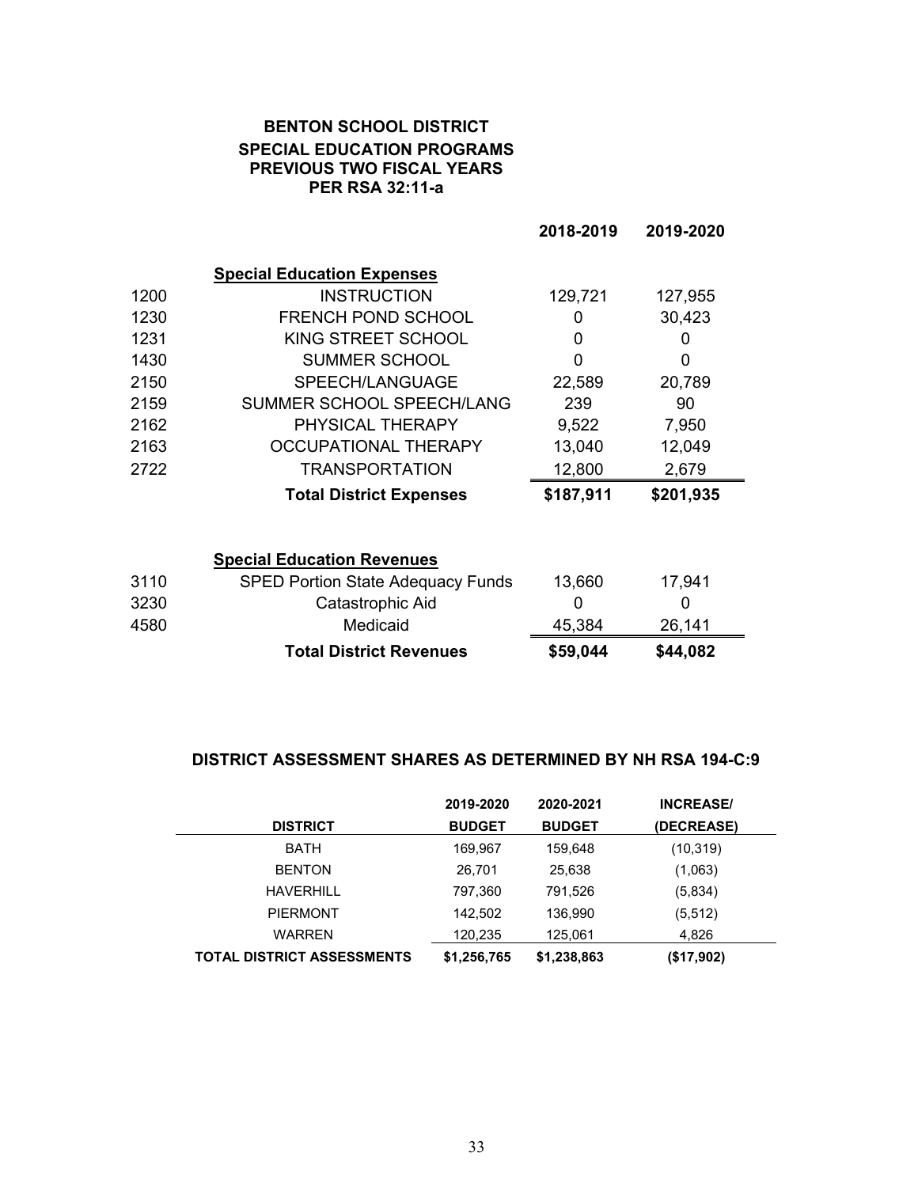## BENTON SCHOOL DISTRICT
## SPECIAL EDUCATION PROGRAMS
## PREVIOUS TWO FISCAL YEARS
## PER RSA 32:11-a

| | | 2018-2019 | 2019-2020 |
|---|---|---|---|
| | **Special Education Expenses** | | |
| 1200 | INSTRUCTION | 129,721 | 127,955 |
| 1230 | FRENCH POND SCHOOL | 0 | 30,423 |
| 1231 | KING STREET SCHOOL | 0 | 0 |
| 1430 | SUMMER SCHOOL | 0 | 0 |
| 2150 | SPEECH/LANGUAGE | 22,589 | 20,789 |
| 2159 | SUMMER SCHOOL SPEECH/LANG | 239 | 90 |
| 2162 | PHYSICAL THERAPY | 9,522 | 7,950 |
| 2163 | OCCUPATIONAL THERAPY | 13,040 | 12,049 |
| 2722 | TRANSPORTATION | 12,800 | 2,679 |
| | **Total District Expenses** | **$187,911** | **$201,935** |
| | **Special Education Revenues** | | |
| 3110 | SPED Portion State Adequacy Funds | 13,660 | 17,941 |
| 3230 | Catastrophic Aid | 0 | 0 |
| 4580 | Medicaid | 45,384 | 26,141 |
| | **Total District Revenues** | **$59,044** | **$44,082** |

### DISTRICT ASSESSMENT SHARES AS DETERMINED BY NH RSA 194-C:9

| DISTRICT | 2019-2020 BUDGET | 2020-2021 BUDGET | INCREASE/ (DECREASE) |
|---|---|---|---|
| BATH | 169,967 | 159,648 | (10,319) |
| BENTON | 26,701 | 25,638 | (1,063) |
| HAVERHILL | 797,360 | 791,526 | (5,834) |
| PIERMONT | 142,502 | 136,990 | (5,512) |
| WARREN | 120,235 | 125,061 | 4,826 |
| **TOTAL DISTRICT ASSESSMENTS** | **$1,256,765** | **$1,238,863** | **($17,902)** |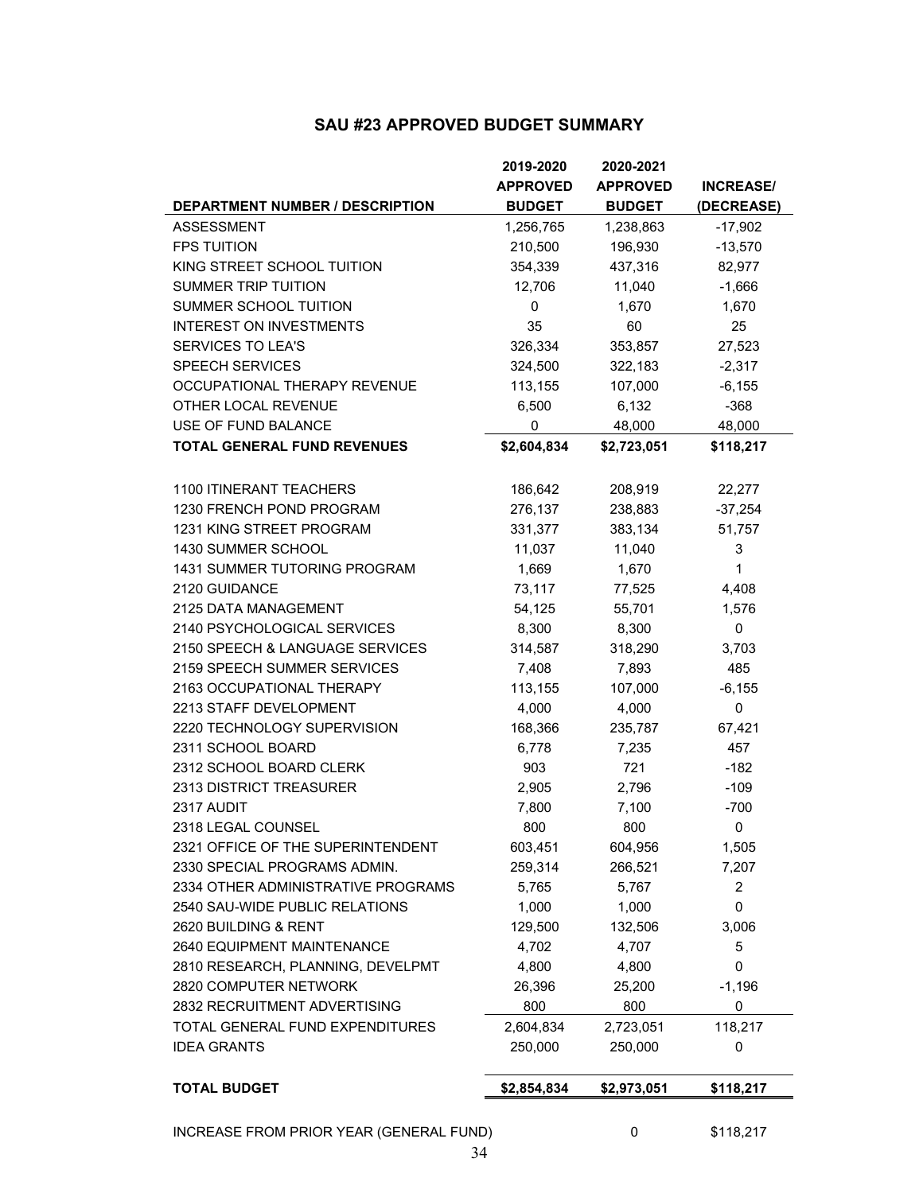## SAU #23 APPROVED BUDGET SUMMARY

| DEPARTMENT NUMBER / DESCRIPTION | 2019-2020 APPROVED BUDGET | 2020-2021 APPROVED BUDGET | INCREASE/ (DECREASE) |
|---|---|---|---|
| ASSESSMENT | 1,256,765 | 1,238,863 | -17,902 |
| FPS TUITION | 210,500 | 196,930 | -13,570 |
| KING STREET SCHOOL TUITION | 354,339 | 437,316 | 82,977 |
| SUMMER TRIP TUITION | 12,706 | 11,040 | -1,666 |
| SUMMER SCHOOL TUITION | 0 | 1,670 | 1,670 |
| INTEREST ON INVESTMENTS | 35 | 60 | 25 |
| SERVICES TO LEA'S | 326,334 | 353,857 | 27,523 |
| SPEECH SERVICES | 324,500 | 322,183 | -2,317 |
| OCCUPATIONAL THERAPY REVENUE | 113,155 | 107,000 | -6,155 |
| OTHER LOCAL REVENUE | 6,500 | 6,132 | -368 |
| USE OF FUND BALANCE | 0 | 48,000 | 48,000 |
| **TOTAL GENERAL FUND REVENUES** | **$2,604,834** | **$2,723,051** | **$118,217** |
| | | | |
| 1100 ITINERANT TEACHERS | 186,642 | 208,919 | 22,277 |
| 1230 FRENCH POND PROGRAM | 276,137 | 238,883 | -37,254 |
| 1231 KING STREET PROGRAM | 331,377 | 383,134 | 51,757 |
| 1430 SUMMER SCHOOL | 11,037 | 11,040 | 3 |
| 1431 SUMMER TUTORING PROGRAM | 1,669 | 1,670 | 1 |
| 2120 GUIDANCE | 73,117 | 77,525 | 4,408 |
| 2125 DATA MANAGEMENT | 54,125 | 55,701 | 1,576 |
| 2140 PSYCHOLOGICAL SERVICES | 8,300 | 8,300 | 0 |
| 2150 SPEECH & LANGUAGE SERVICES | 314,587 | 318,290 | 3,703 |
| 2159 SPEECH SUMMER SERVICES | 7,408 | 7,893 | 485 |
| 2163 OCCUPATIONAL THERAPY | 113,155 | 107,000 | -6,155 |
| 2213 STAFF DEVELOPMENT | 4,000 | 4,000 | 0 |
| 2220 TECHNOLOGY SUPERVISION | 168,366 | 235,787 | 67,421 |
| 2311 SCHOOL BOARD | 6,778 | 7,235 | 457 |
| 2312 SCHOOL BOARD CLERK | 903 | 721 | -182 |
| 2313 DISTRICT TREASURER | 2,905 | 2,796 | -109 |
| 2317 AUDIT | 7,800 | 7,100 | -700 |
| 2318 LEGAL COUNSEL | 800 | 800 | 0 |
| 2321 OFFICE OF THE SUPERINTENDENT | 603,451 | 604,956 | 1,505 |
| 2330 SPECIAL PROGRAMS ADMIN. | 259,314 | 266,521 | 7,207 |
| 2334 OTHER ADMINISTRATIVE PROGRAMS | 5,765 | 5,767 | 2 |
| 2540 SAU-WIDE PUBLIC RELATIONS | 1,000 | 1,000 | 0 |
| 2620 BUILDING & RENT | 129,500 | 132,506 | 3,006 |
| 2640 EQUIPMENT MAINTENANCE | 4,702 | 4,707 | 5 |
| 2810 RESEARCH, PLANNING, DEVELPMT | 4,800 | 4,800 | 0 |
| 2820 COMPUTER NETWORK | 26,396 | 25,200 | -1,196 |
| 2832 RECRUITMENT ADVERTISING | 800 | 800 | 0 |
| TOTAL GENERAL FUND EXPENDITURES | 2,604,834 | 2,723,051 | 118,217 |
| IDEA GRANTS | 250,000 | 250,000 | 0 |
| | | | |
| **TOTAL BUDGET** | **$2,854,834** | **$2,973,051** | **$118,217** |
| | | | |
| INCREASE FROM PRIOR YEAR (GENERAL FUND) | | 0 | $118,217 |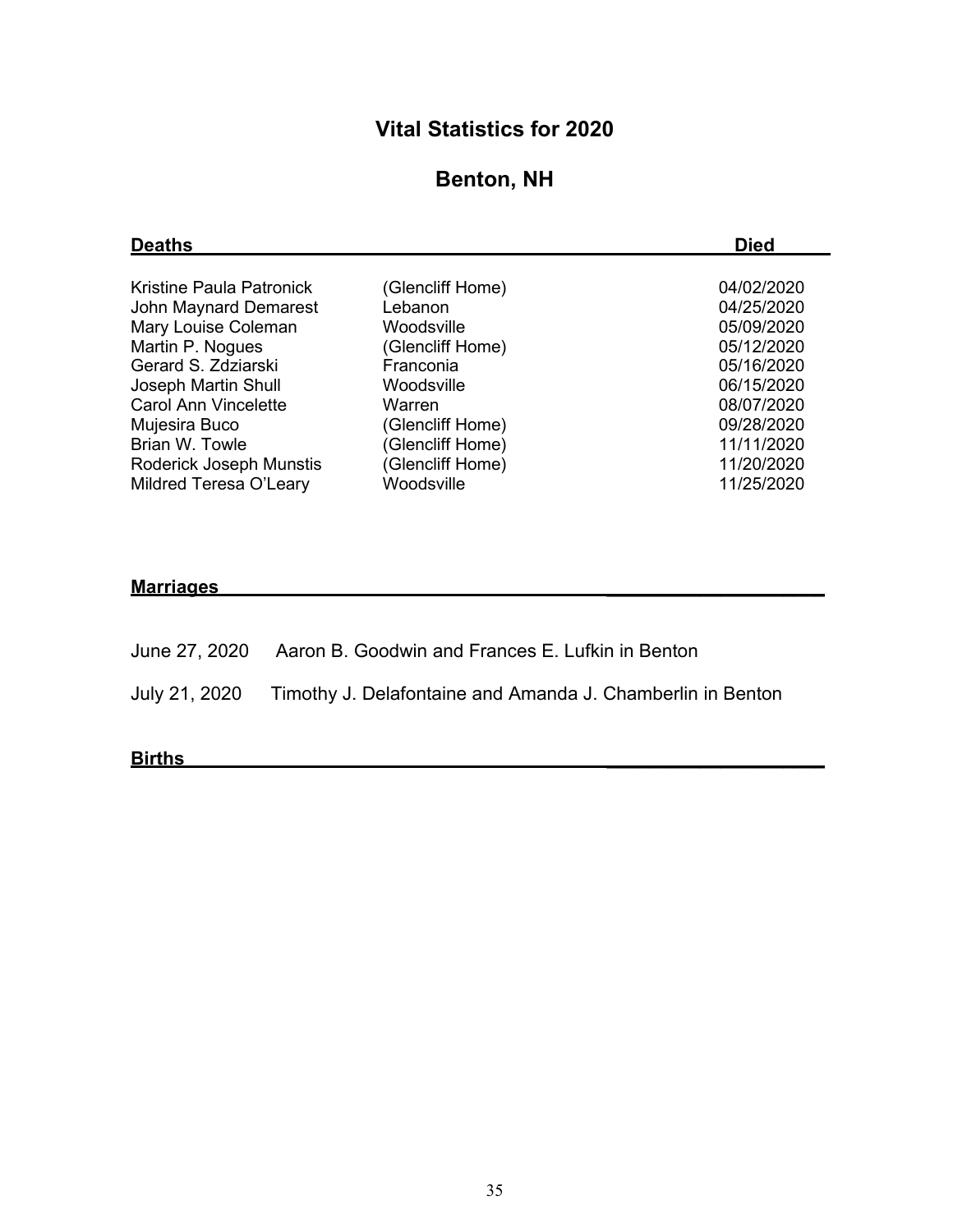# Vital Statistics for 2020

## Benton, NH

| Deaths | | Died |
|---|---|---|
| Kristine Paula Patronick | (Glencliff Home) | 04/02/2020 |
| John Maynard Demarest | Lebanon | 04/25/2020 |
| Mary Louise Coleman | Woodsville | 05/09/2020 |
| Martin P. Nogues | (Glencliff Home) | 05/12/2020 |
| Gerard S. Zdziarski | Franconia | 05/16/2020 |
| Joseph Martin Shull | Woodsville | 06/15/2020 |
| Carol Ann Vincelette | Warren | 08/07/2020 |
| Mujesira Buco | (Glencliff Home) | 09/28/2020 |
| Brian W. Towle | (Glencliff Home) | 11/11/2020 |
| Roderick Joseph Munstis | (Glencliff Home) | 11/20/2020 |
| Mildred Teresa O'Leary | Woodsville | 11/25/2020 |

**Marriages**

June 27, 2020 Aaron B. Goodwin and Frances E. Lufkin in Benton

July 21, 2020 Timothy J. Delafontaine and Amanda J. Chamberlin in Benton

**Births**